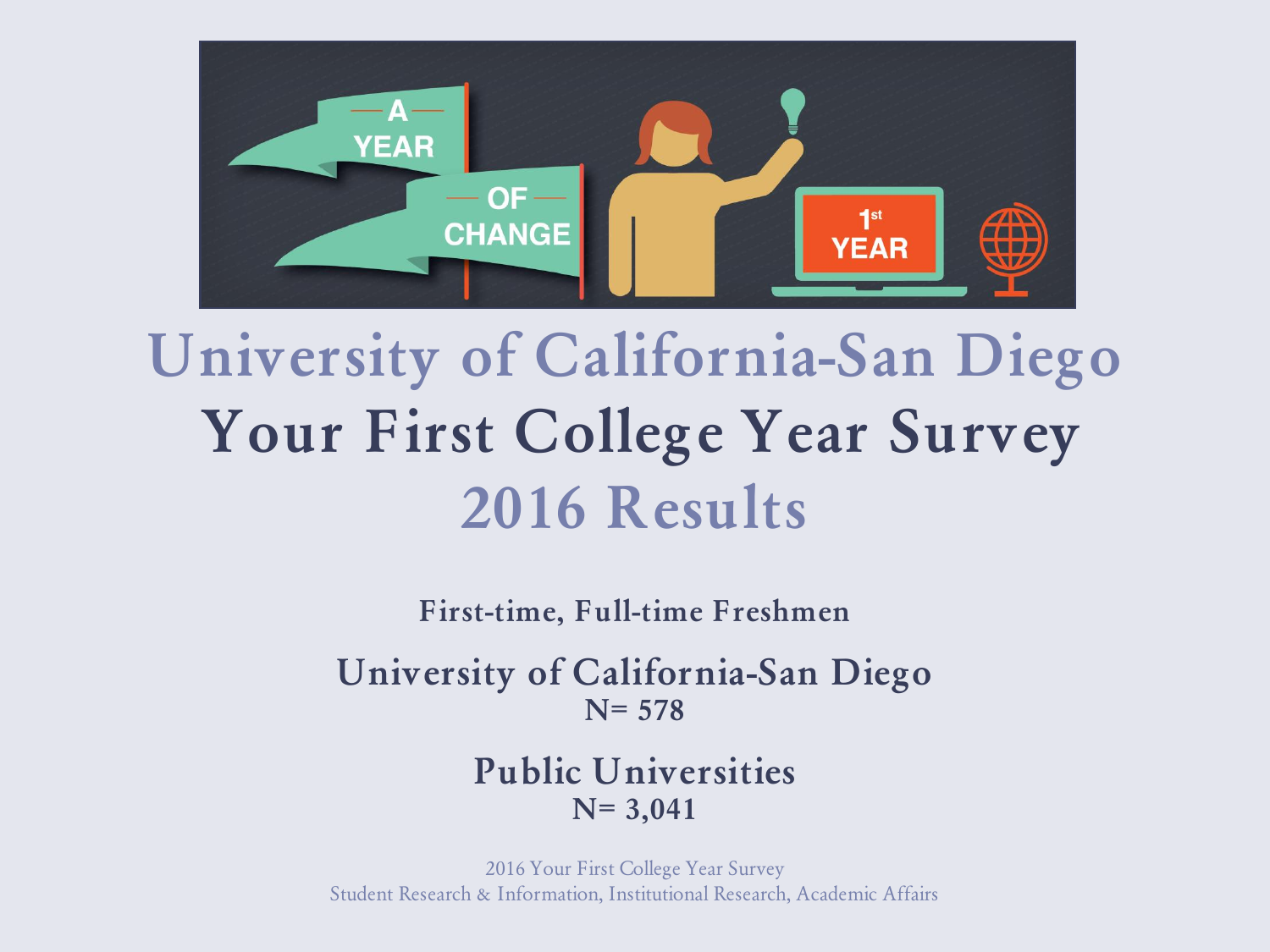# University of California-San Diego

# Your First College Year Survey

# 2016 Results

**First-time, Full-time Freshmen**

**University of California-San Diego**
**N= 578**

**Public Universities**
**N= 3,041**

2016 Your First College Year Survey
Student Research & Information, Institutional Research, Academic Affairs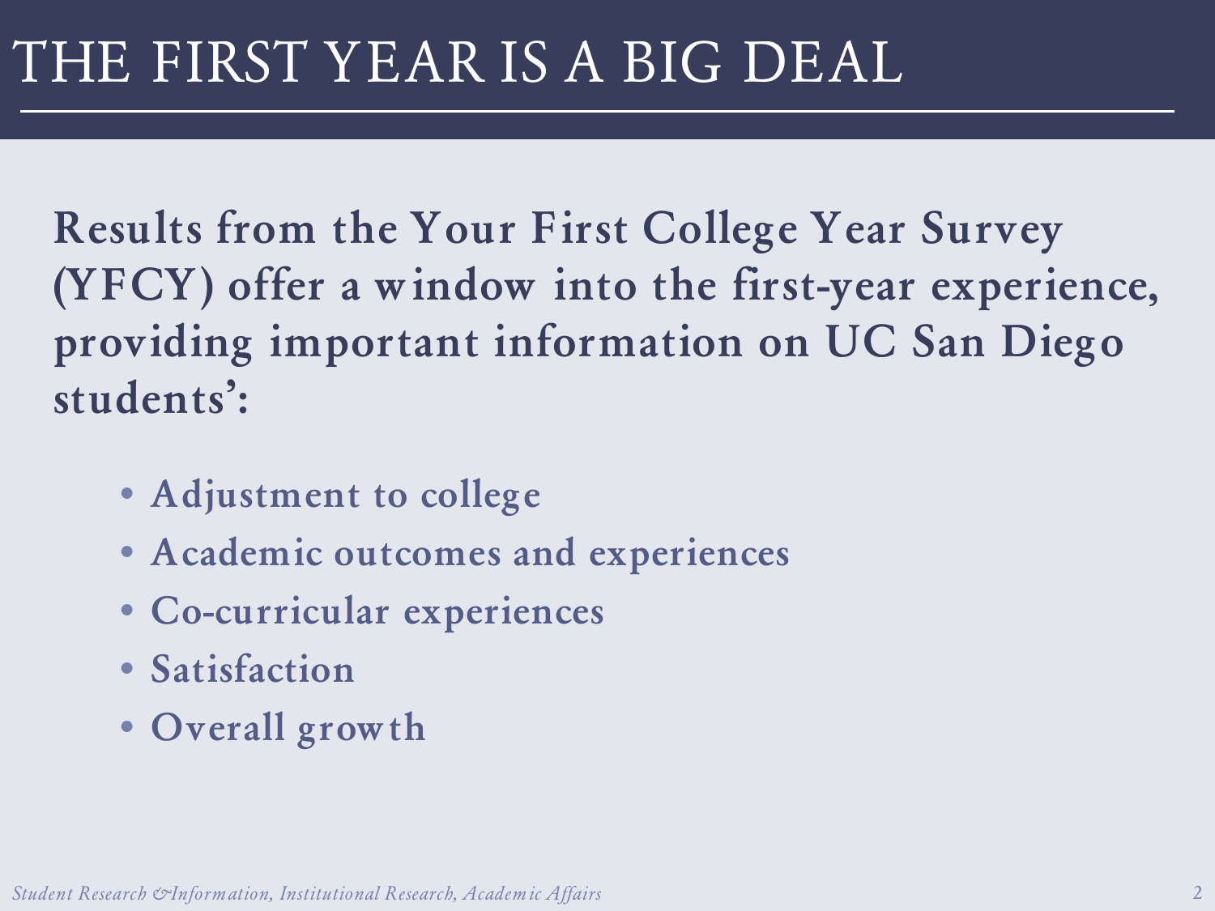# THE FIRST YEAR IS A BIG DEAL

**Results from the Your First College Year Survey (YFCY) offer a window into the first-year experience, providing important information on UC San Diego students':**

- **Adjustment to college**
- **Academic outcomes and experiences**
- **Co-curricular experiences**
- **Satisfaction**
- **Overall growth**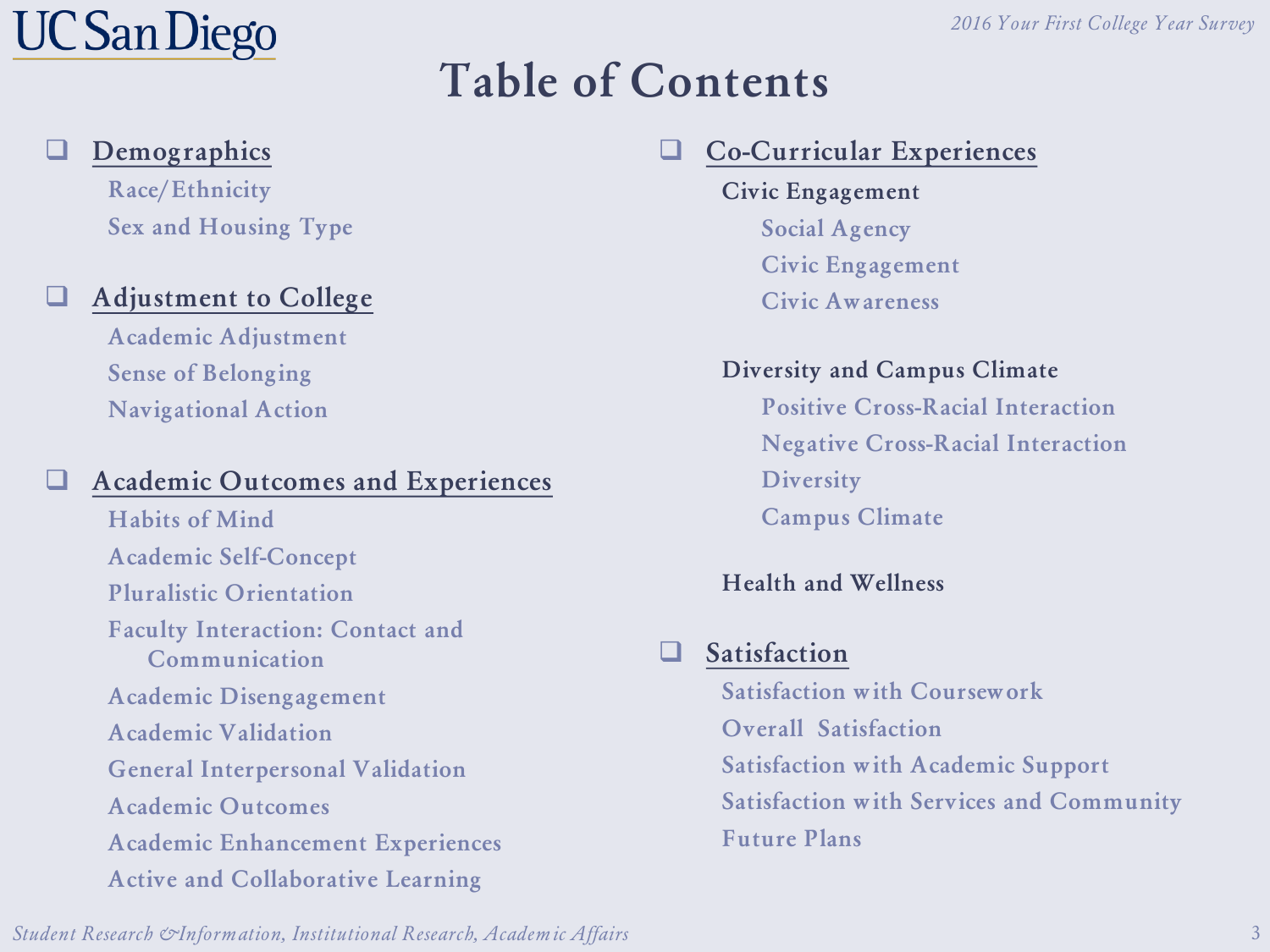# Table of Contents

- **Demographics**
  - Race/Ethnicity
  - Sex and Housing Type
- **Adjustment to College**
  - Academic Adjustment
  - Sense of Belonging
  - Navigational Action
- **Academic Outcomes and Experiences**
  - Habits of Mind
  - Academic Self-Concept
  - Pluralistic Orientation
  - Faculty Interaction: Contact and Communication
  - Academic Disengagement
  - Academic Validation
  - General Interpersonal Validation
  - Academic Outcomes
  - Academic Enhancement Experiences
  - Active and Collaborative Learning
- **Co-Curricular Experiences**
  - Civic Engagement
    - Social Agency
    - Civic Engagement
    - Civic Awareness
  - Diversity and Campus Climate
    - Positive Cross-Racial Interaction
    - Negative Cross-Racial Interaction
    - Diversity
    - Campus Climate
  - Health and Wellness
- **Satisfaction**
  - Satisfaction with Coursework
  - Overall Satisfaction
  - Satisfaction with Academic Support
  - Satisfaction with Services and Community
  - Future Plans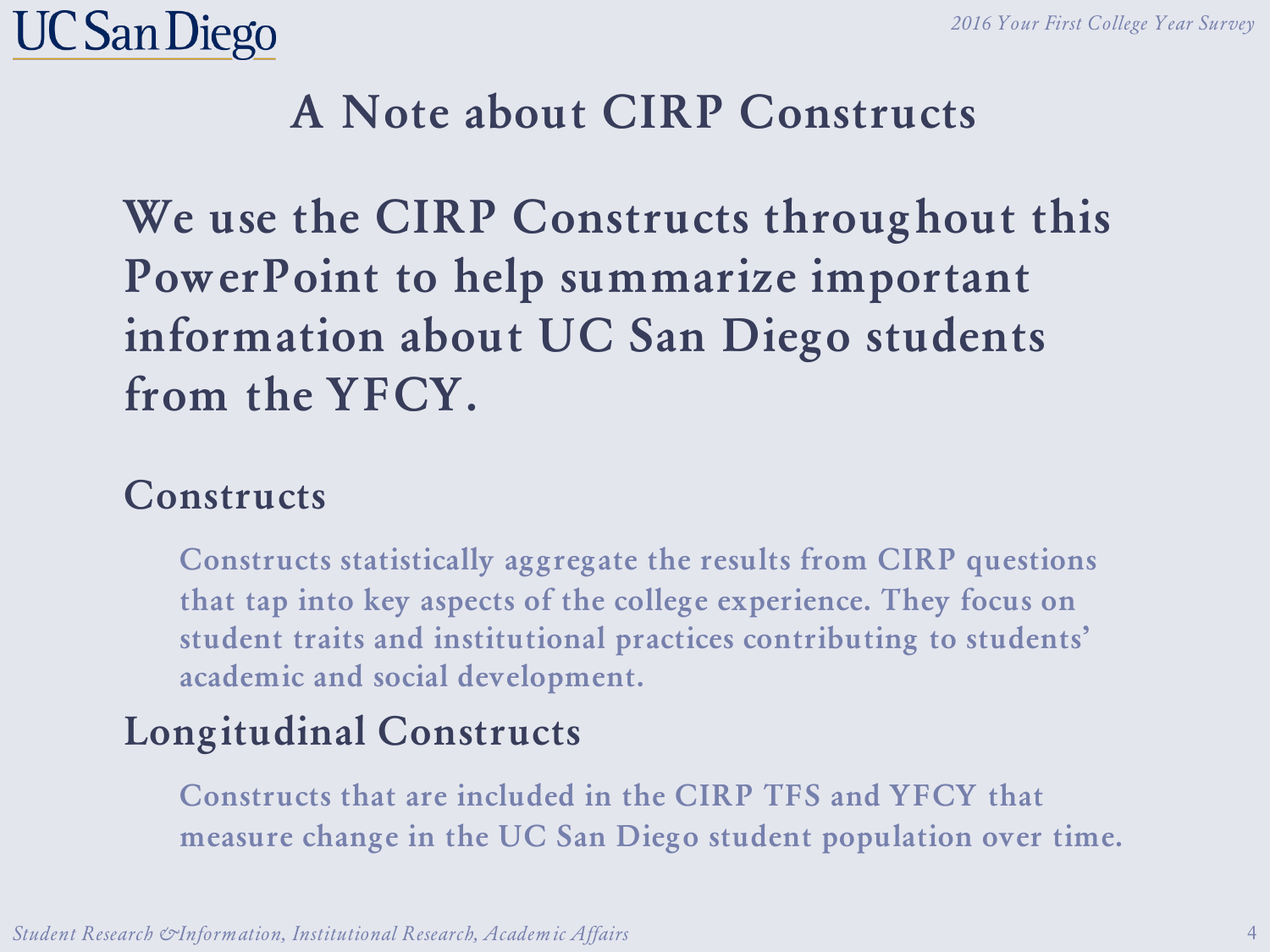# A Note about CIRP Constructs

**We use the CIRP Constructs throughout this PowerPoint to help summarize important information about UC San Diego students from the YFCY.**

## Constructs

Constructs statistically aggregate the results from CIRP questions that tap into key aspects of the college experience. They focus on student traits and institutional practices contributing to students' academic and social development.

## Longitudinal Constructs

Constructs that are included in the CIRP TFS and YFCY that measure change in the UC San Diego student population over time.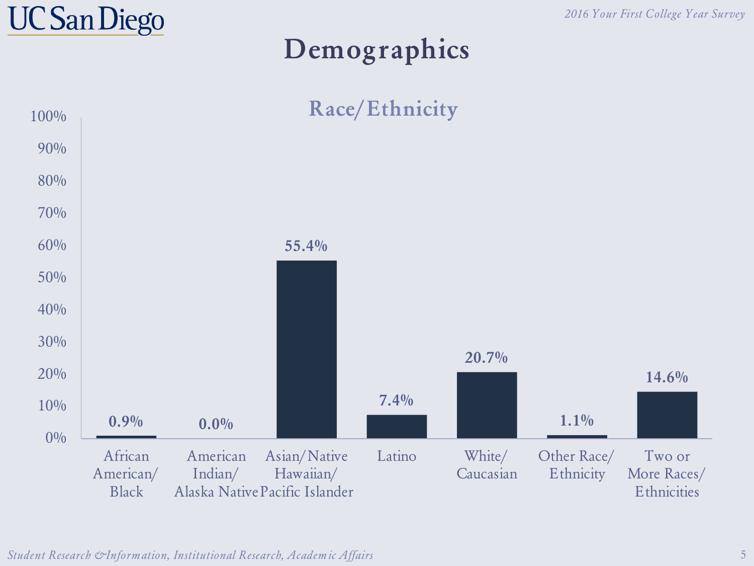# Demographics

## Race/Ethnicity

| Race/Ethnicity | Percent |
|---|---|
| African American/ Black | 0.9% |
| American Indian/ Alaska Native | 0.0% |
| Asian/ Native Hawaiian/ Pacific Islander | 55.4% |
| Latino | 7.4% |
| White/ Caucasian | 20.7% |
| Other Race/ Ethnicity | 1.1% |
| Two or More Races/ Ethnicities | 14.6% |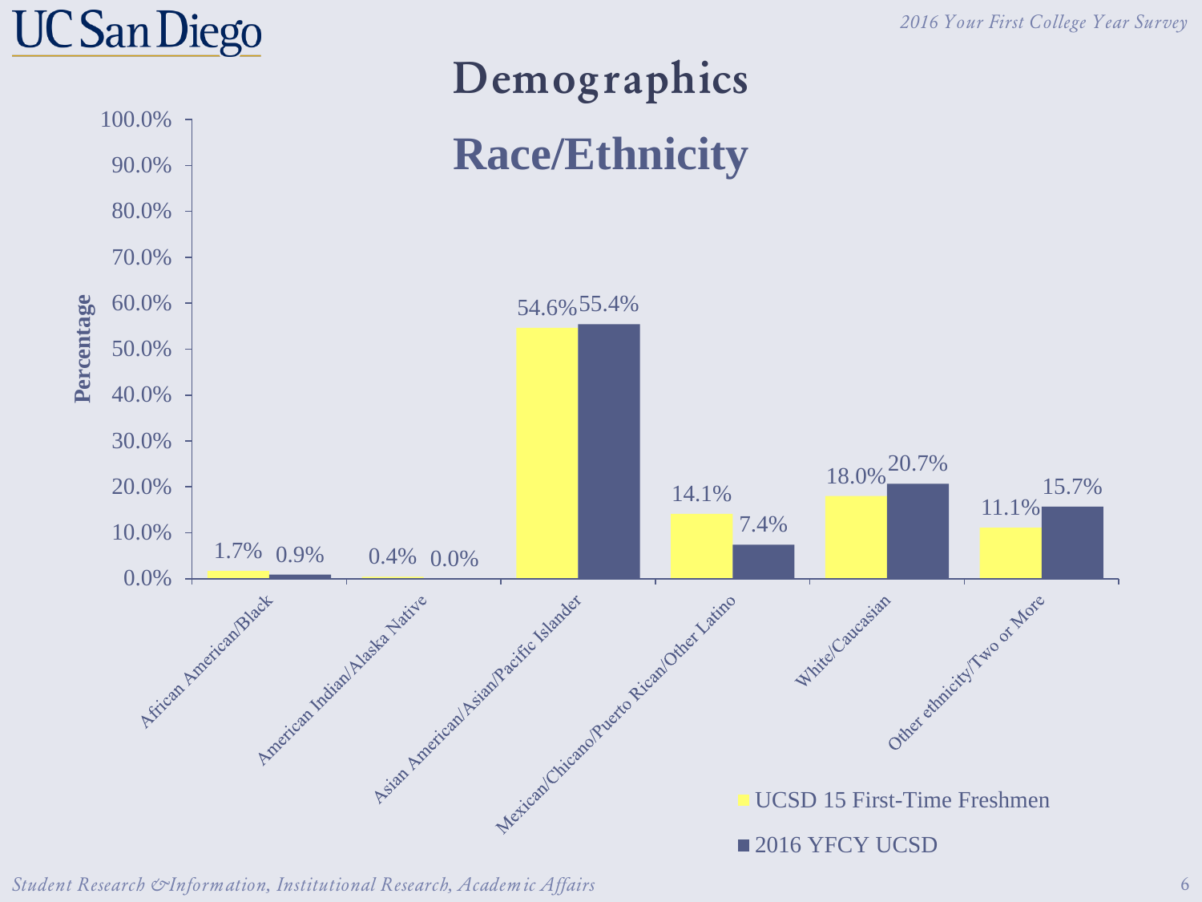# Demographics

## Race/Ethnicity

| Race/Ethnicity | UCSD 15 First-Time Freshmen | 2016 YFCY UCSD |
|---|---|---|
| African American/Black | 1.7% | 0.9% |
| American Indian/Alaska Native | 0.4% | 0.0% |
| Asian American/Asian/Pacific Islander | 54.6% | 55.4% |
| Mexican/Chicano/Puerto Rican/Other Latino | 14.1% | 7.4% |
| White/Caucasian | 18.0% | 20.7% |
| Other ethnicity/Two or More | 11.1% | 15.7% |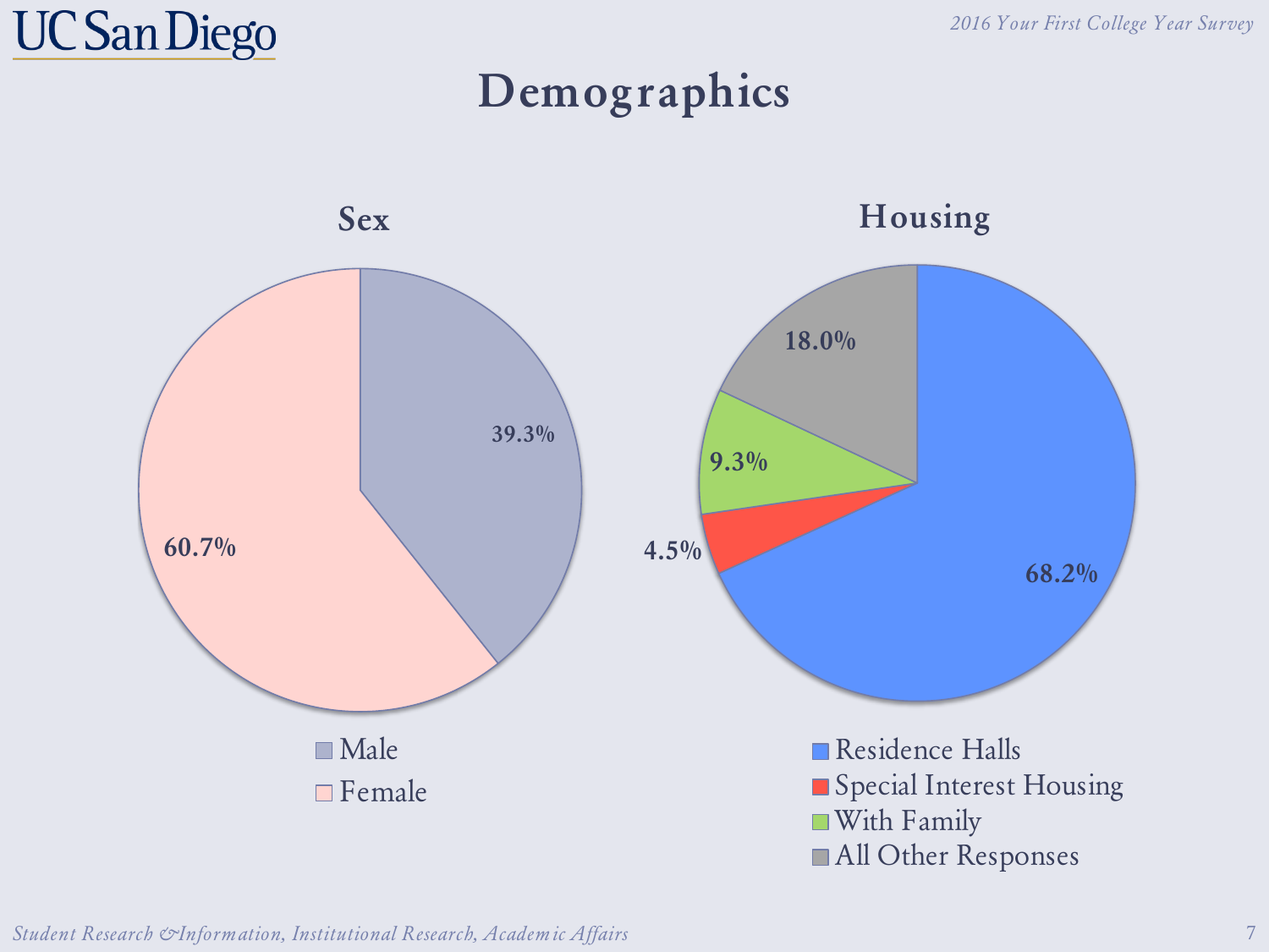# Demographics

## Sex

| Sex | Percent |
|---|---|
| Male | 39.3% |
| Female | 60.7% |

## Housing

| Housing | Percent |
|---|---|
| Residence Halls | 68.2% |
| Special Interest Housing | 4.5% |
| With Family | 9.3% |
| All Other Responses | 18.0% |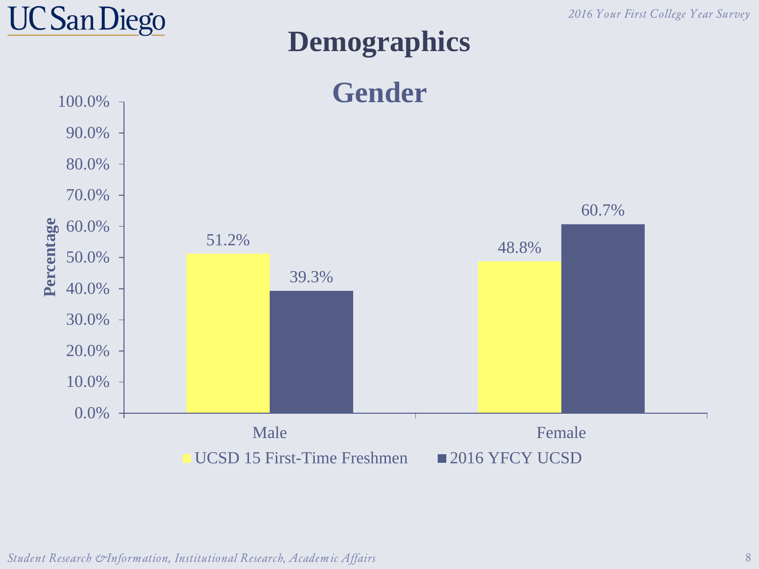# Demographics

## Gender

| | UCSD 15 First-Time Freshmen | 2016 YFCY UCSD |
|---|---|---|
| Male | 51.2% | 39.3% |
| Female | 48.8% | 60.7% |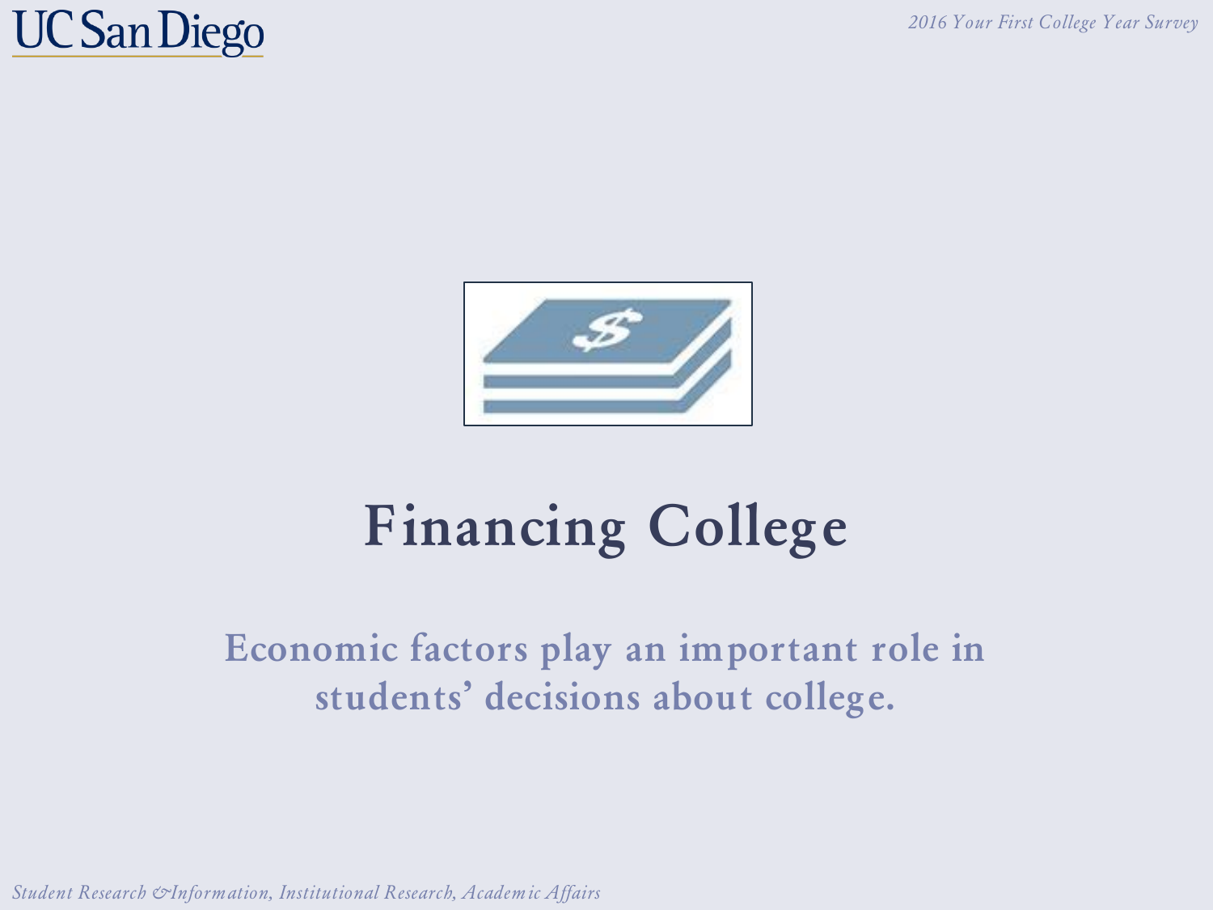# Financing College

Economic factors play an important role in students' decisions about college.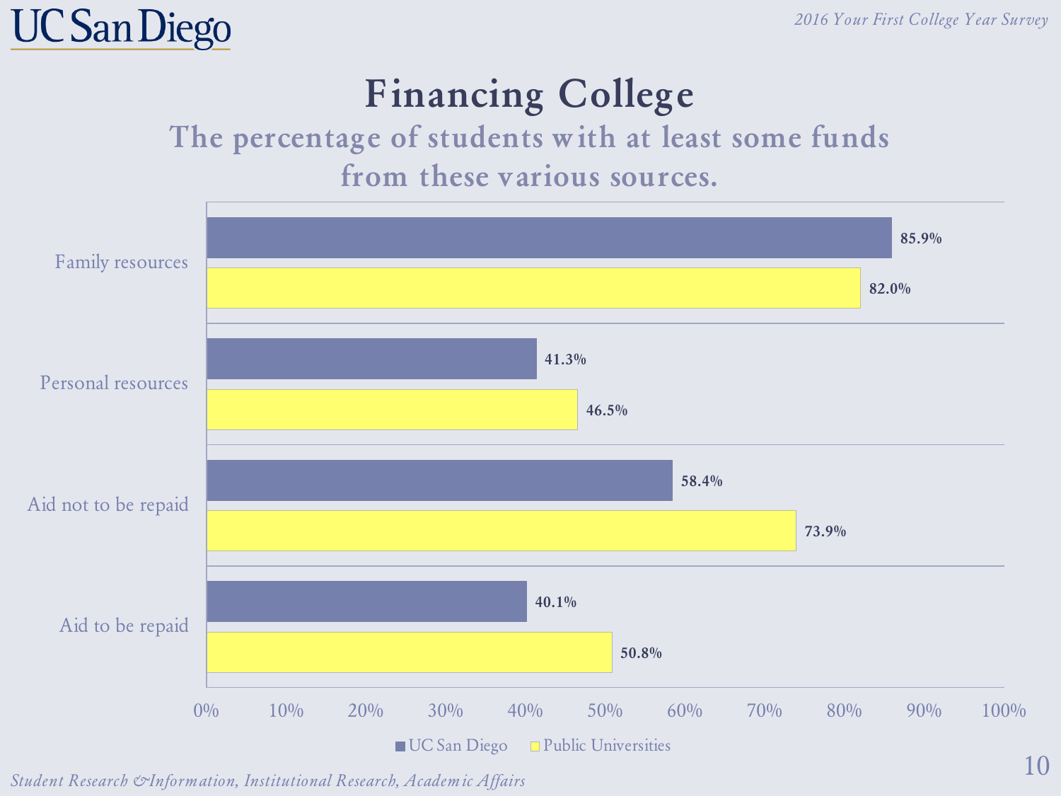# Financing College

## The percentage of students with at least some funds from these various sources.

| | UC San Diego | Public Universities |
|---|---|---|
| Family resources | 85.9% | 82.0% |
| Personal resources | 41.3% | 46.5% |
| Aid not to be repaid | 58.4% | 73.9% |
| Aid to be repaid | 40.1% | 50.8% |

*Student Research & Information, Institutional Research, Academic Affairs*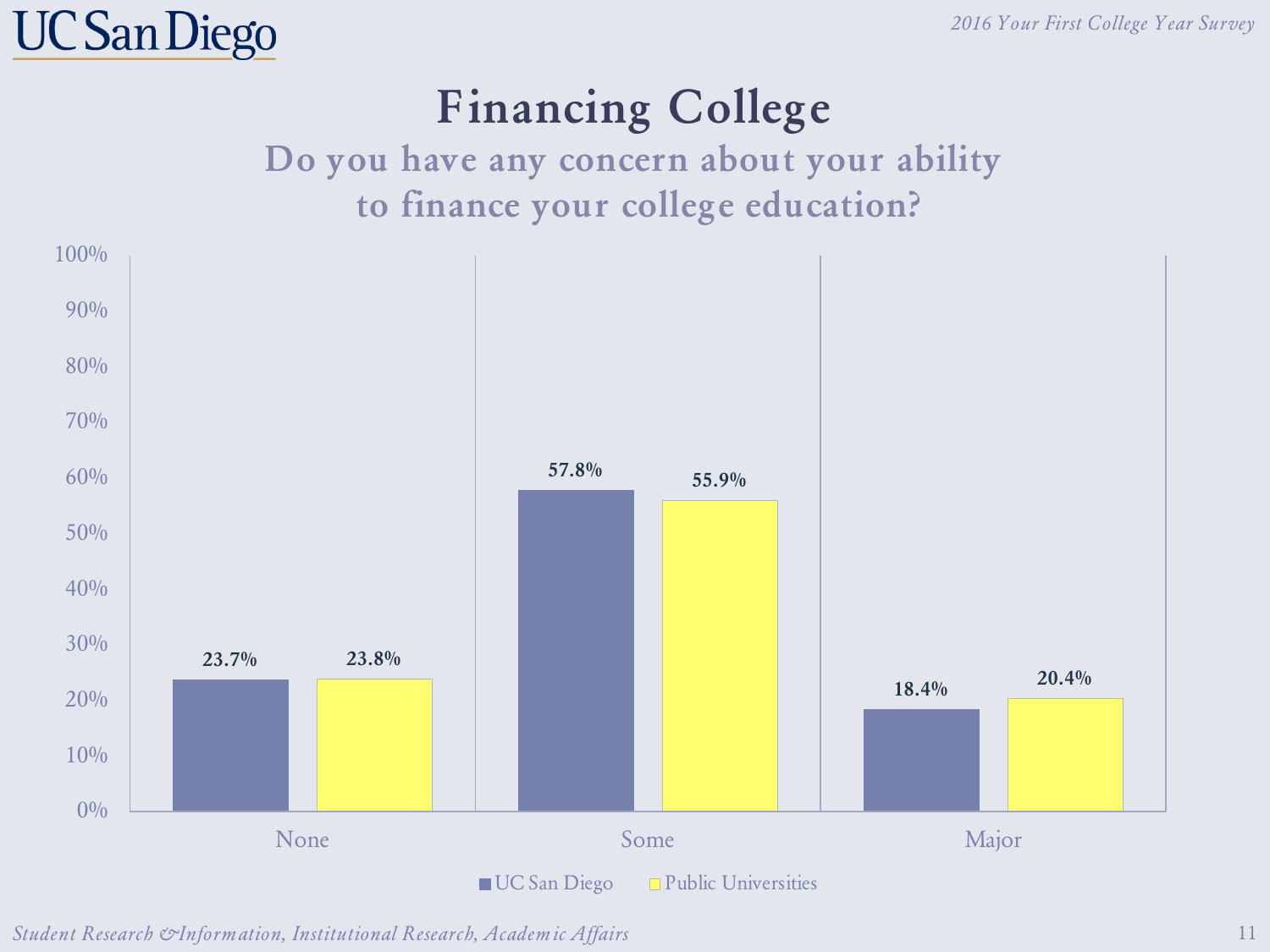# Financing College

## Do you have any concern about your ability to finance your college education?

| | UC San Diego | Public Universities |
|---|---|---|
| None | 23.7% | 23.8% |
| Some | 57.8% | 55.9% |
| Major | 18.4% | 20.4% |

*Student Research & Information, Institutional Research, Academic Affairs*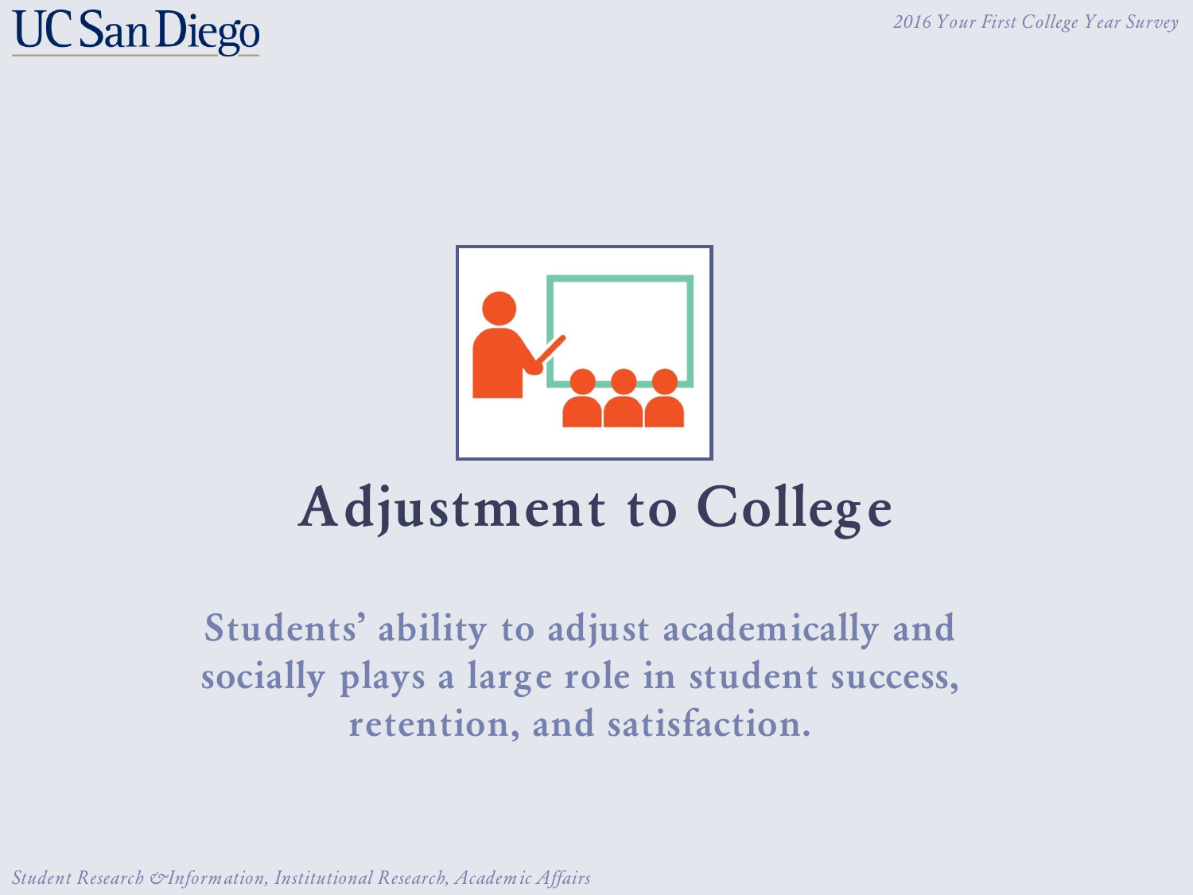# Adjustment to College

Students' ability to adjust academically and socially plays a large role in student success, retention, and satisfaction.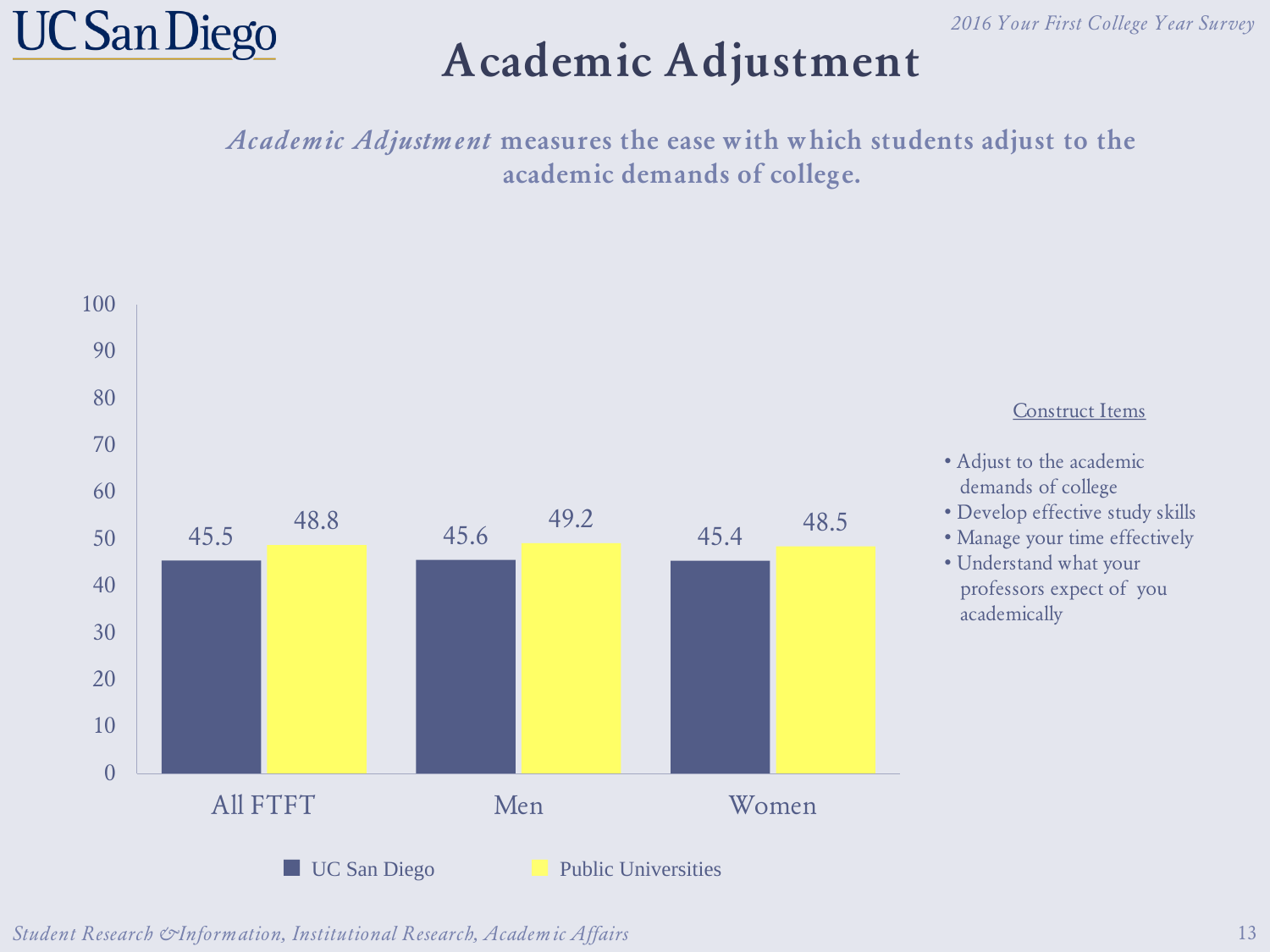# Academic Adjustment

***Academic Adjustment*** **measures the ease with which students adjust to the academic demands of college.**

| | UC San Diego | Public Universities |
|---|---|---|
| All FTFT | 45.5 | 48.8 |
| Men | 45.6 | 49.2 |
| Women | 45.4 | 48.5 |

Construct Items

- Adjust to the academic demands of college
- Develop effective study skills
- Manage your time effectively
- Understand what your professors expect of you academically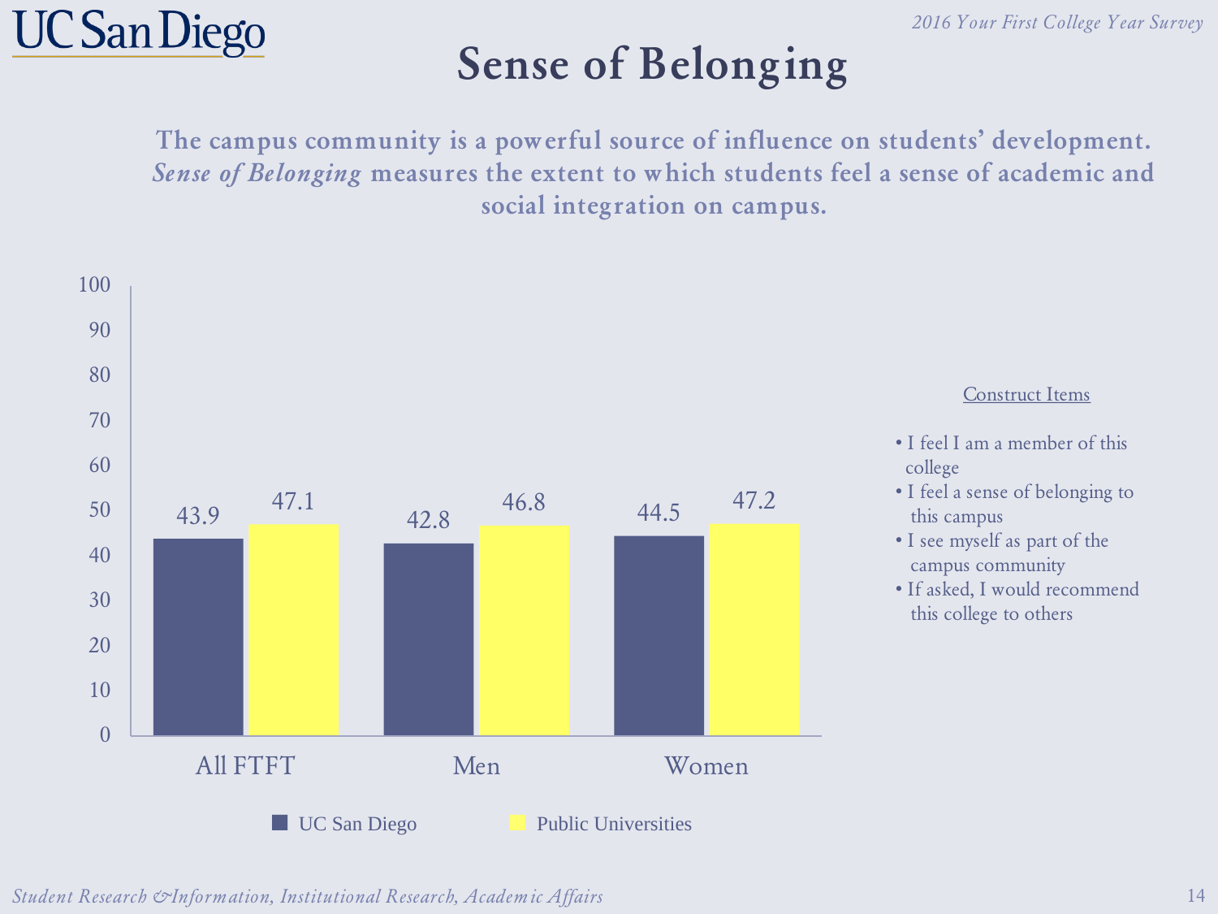# Sense of Belonging

**The campus community is a powerful source of influence on students' development. *Sense of Belonging* measures the extent to which students feel a sense of academic and social integration on campus.**

| | UC San Diego | Public Universities |
|---|---|---|
| All FTFT | 43.9 | 47.1 |
| Men | 42.8 | 46.8 |
| Women | 44.5 | 47.2 |

Construct Items

- I feel I am a member of this college
- I feel a sense of belonging to this campus
- I see myself as part of the campus community
- If asked, I would recommend this college to others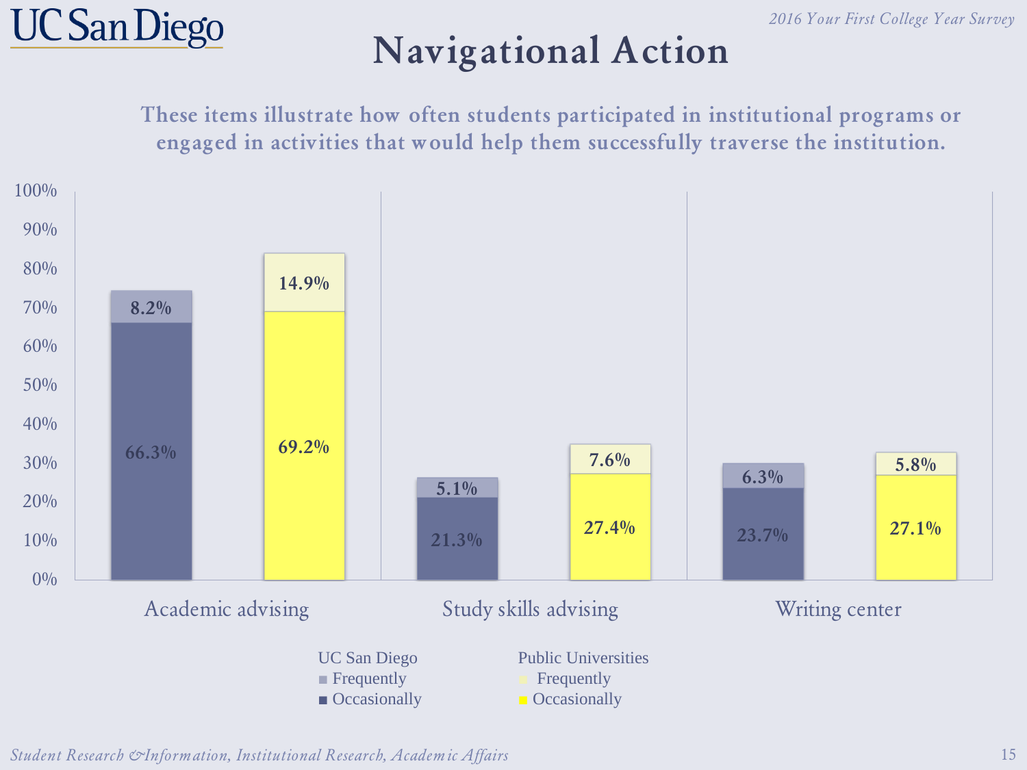# Navigational Action

**These items illustrate how often students participated in institutional programs or engaged in activities that would help them successfully traverse the institution.**

| | UC San Diego Frequently | UC San Diego Occasionally | Public Universities Frequently | Public Universities Occasionally |
|---|---|---|---|---|
| Academic advising | 8.2% | 66.3% | 14.9% | 69.2% |
| Study skills advising | 5.1% | 21.3% | 7.6% | 27.4% |
| Writing center | 6.3% | 23.7% | 5.8% | 27.1% |

*Student Research & Information, Institutional Research, Academic Affairs*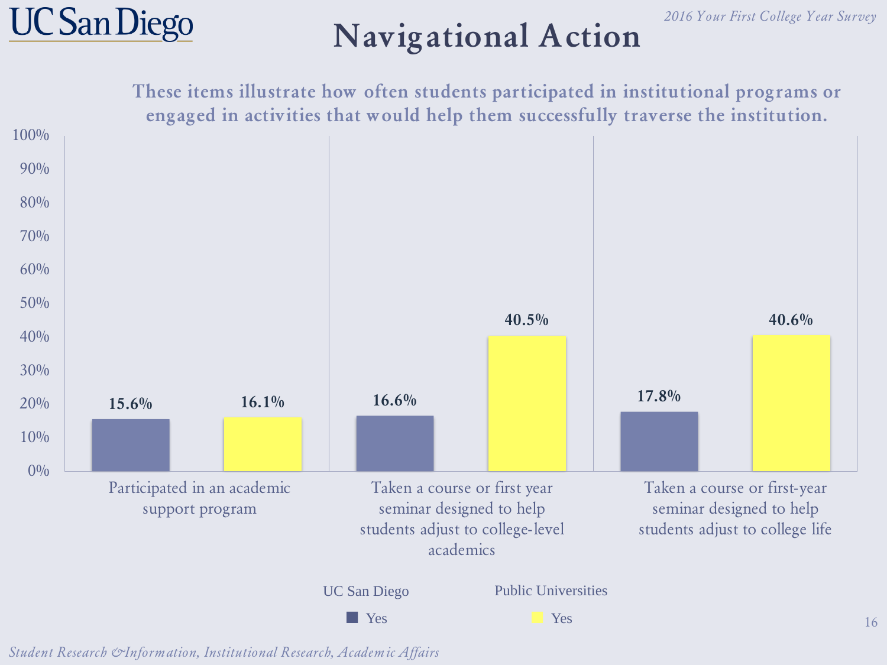# Navigational Action

*2016 Your First College Year Survey*

**These items illustrate how often students participated in institutional programs or engaged in activities that would help them successfully traverse the institution.**

| Item | UC San Diego (Yes) | Public Universities (Yes) |
|---|---|---|
| Participated in an academic support program | 15.6% | 16.1% |
| Taken a course or first year seminar designed to help students adjust to college-level academics | 16.6% | 40.5% |
| Taken a course or first-year seminar designed to help students adjust to college life | 17.8% | 40.6% |

*Student Research & Information, Institutional Research, Academic Affairs*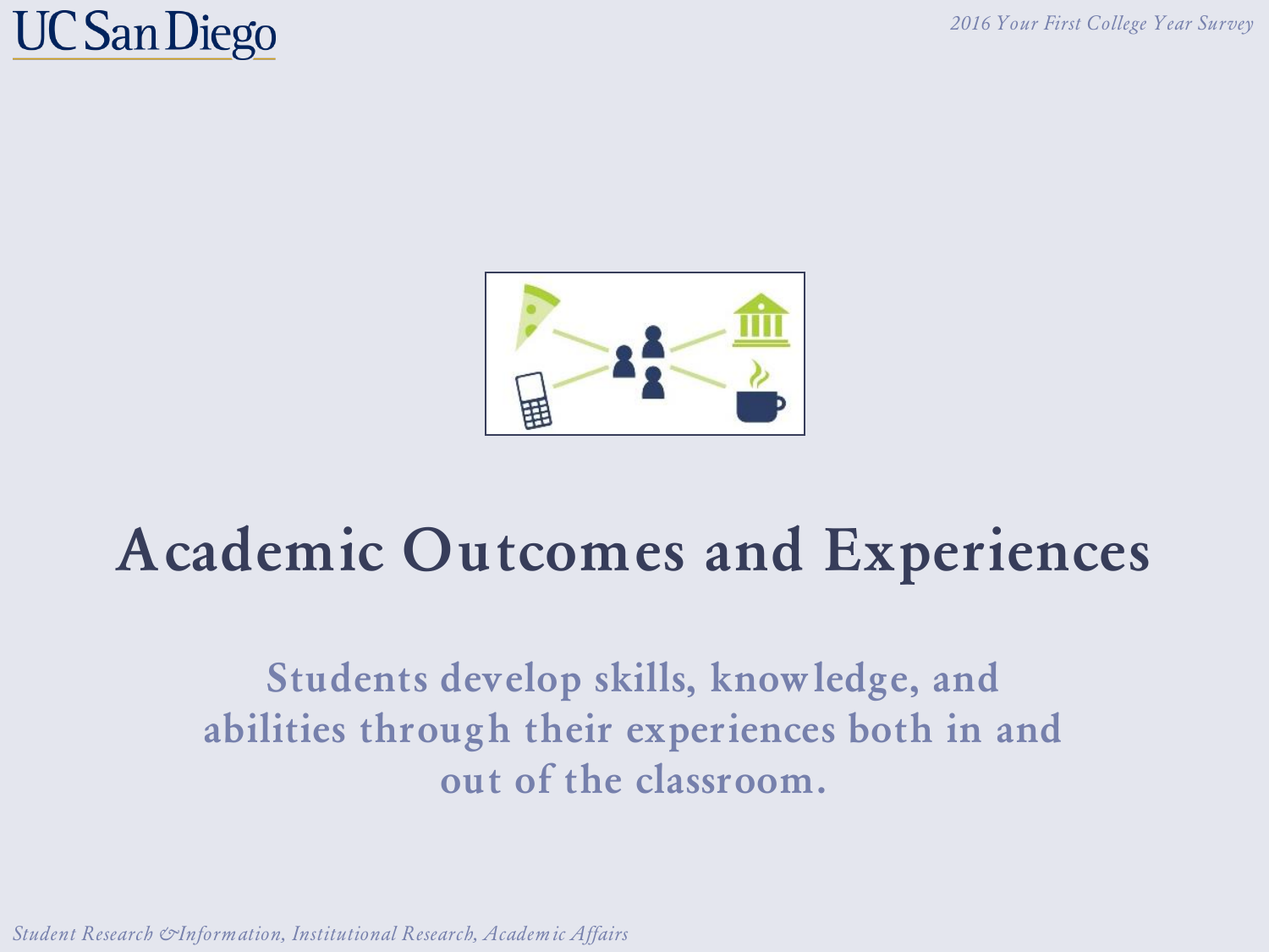# Academic Outcomes and Experiences

Students develop skills, knowledge, and abilities through their experiences both in and out of the classroom.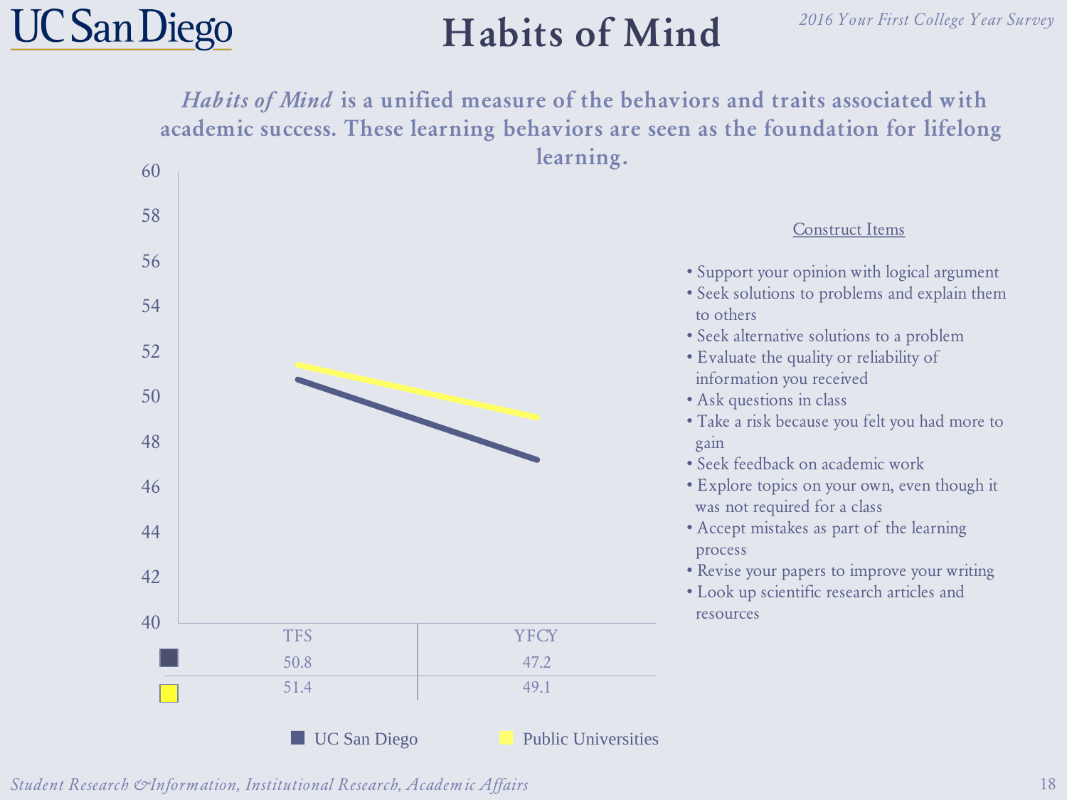# Habits of Mind

***Habits of Mind*** **is a unified measure of the behaviors and traits associated with academic success. These learning behaviors are seen as the foundation for lifelong learning.**

| | TFS | YFCY |
|---|---|---|
| UC San Diego | 50.8 | 47.2 |
| Public Universities | 51.4 | 49.1 |

Construct Items

- Support your opinion with logical argument
- Seek solutions to problems and explain them to others
- Seek alternative solutions to a problem
- Evaluate the quality or reliability of information you received
- Ask questions in class
- Take a risk because you felt you had more to gain
- Seek feedback on academic work
- Explore topics on your own, even though it was not required for a class
- Accept mistakes as part of the learning process
- Revise your papers to improve your writing
- Look up scientific research articles and resources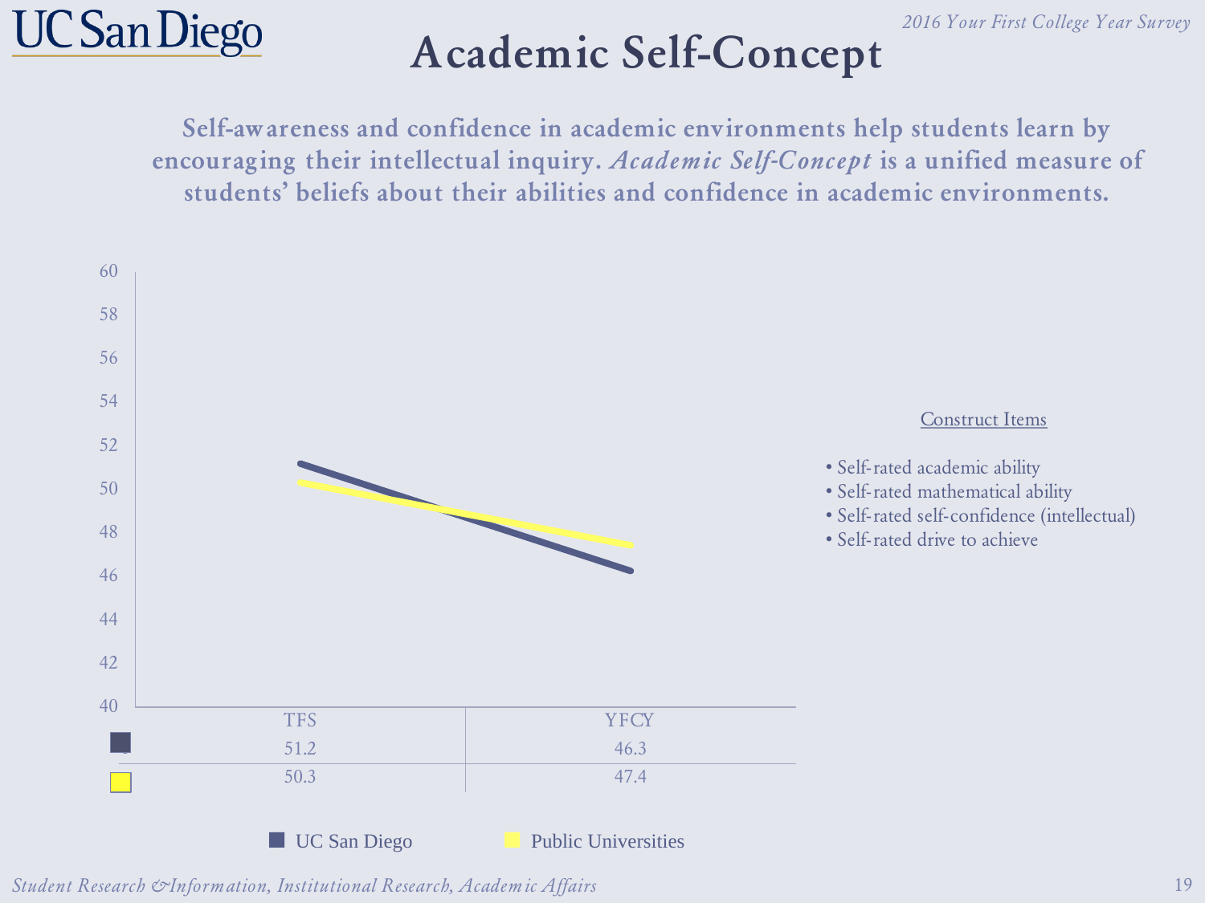# Academic Self-Concept

**Self-awareness and confidence in academic environments help students learn by encouraging their intellectual inquiry. *Academic Self-Concept* is a unified measure of students' beliefs about their abilities and confidence in academic environments.**

| | TFS | YFCY |
|---|---|---|
| UC San Diego | 51.2 | 46.3 |
| Public Universities | 50.3 | 47.4 |

Construct Items

- Self-rated academic ability
- Self-rated mathematical ability
- Self-rated self-confidence (intellectual)
- Self-rated drive to achieve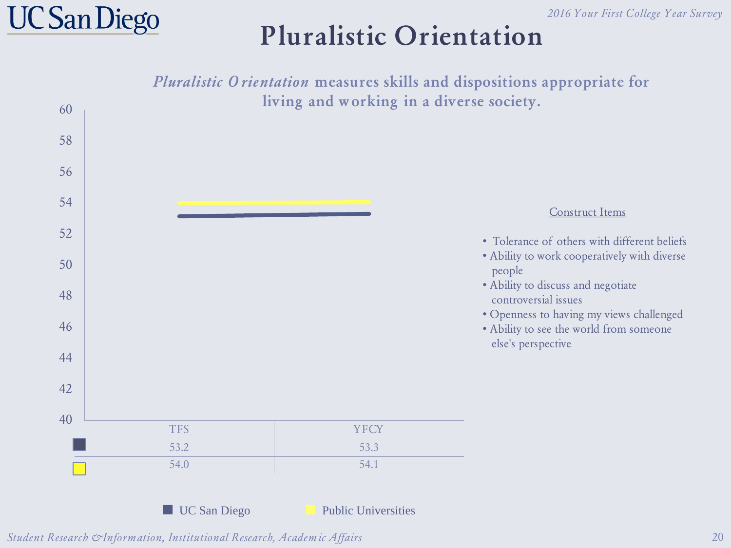# Pluralistic Orientation

***Pluralistic Orientation*** **measures skills and dispositions appropriate for living and working in a diverse society.**

| | TFS | YFCY |
|---|---|---|
| UC San Diego | 53.2 | 53.3 |
| Public Universities | 54.0 | 54.1 |

Construct Items

- Tolerance of others with different beliefs
- Ability to work cooperatively with diverse people
- Ability to discuss and negotiate controversial issues
- Openness to having my views challenged
- Ability to see the world from someone else's perspective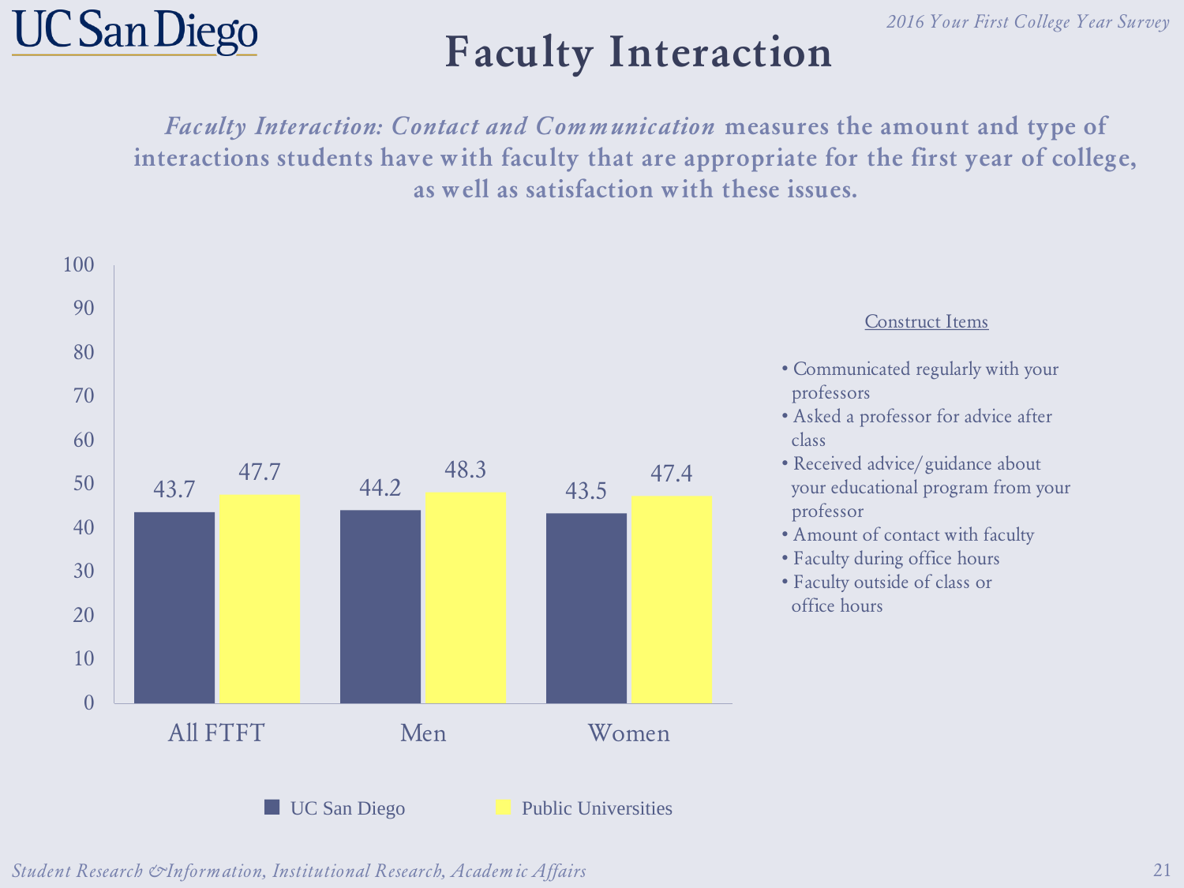# Faculty Interaction

***Faculty Interaction: Contact and Communication*** **measures the amount and type of interactions students have with faculty that are appropriate for the first year of college, as well as satisfaction with these issues.**

| | UC San Diego | Public Universities |
|---|---|---|
| All FTFT | 43.7 | 47.7 |
| Men | 44.2 | 48.3 |
| Women | 43.5 | 47.4 |

Construct Items

- Communicated regularly with your professors
- Asked a professor for advice after class
- Received advice/guidance about your educational program from your professor
- Amount of contact with faculty
- Faculty during office hours
- Faculty outside of class or office hours

*Student Research & Information, Institutional Research, Academic Affairs*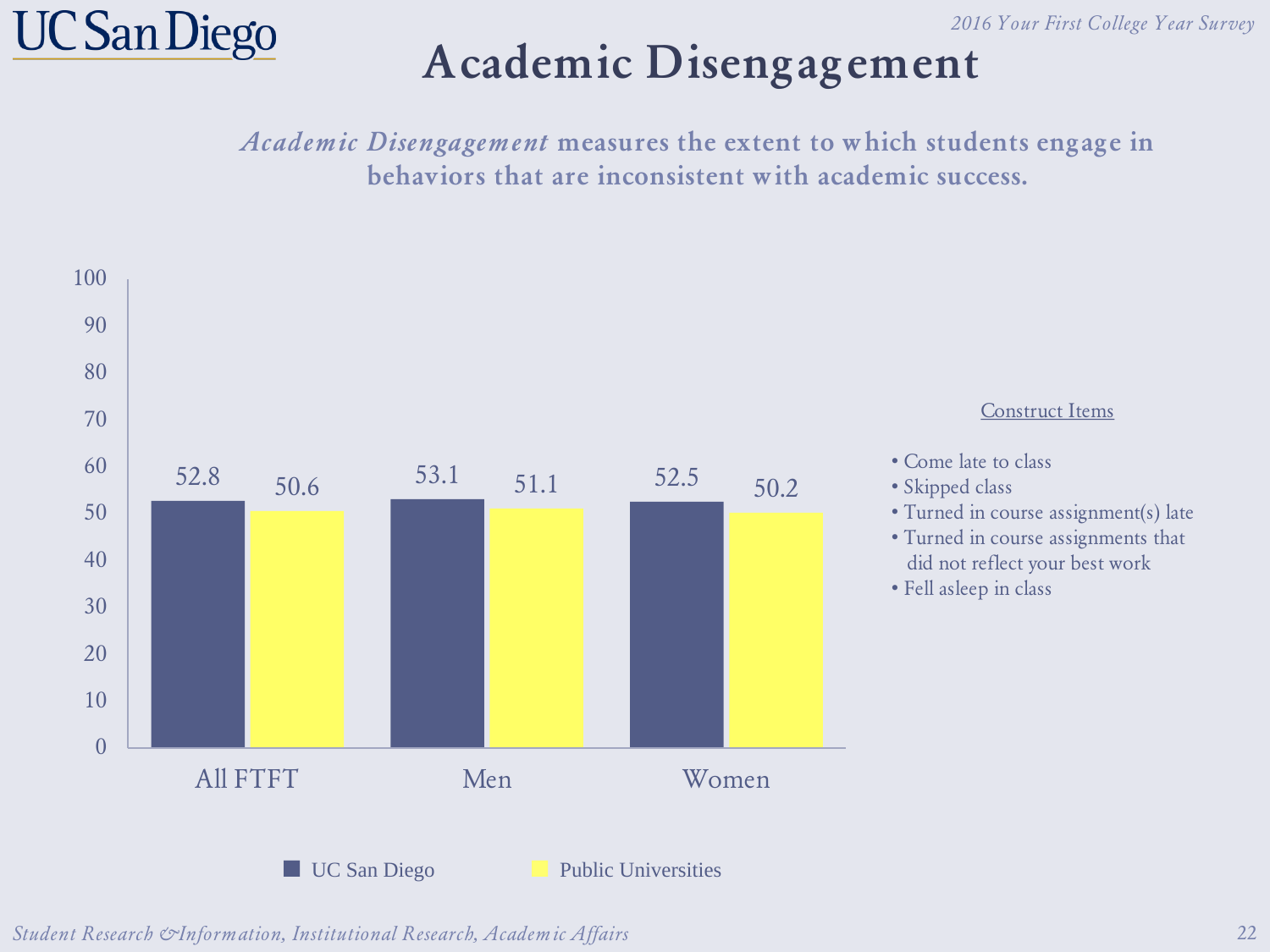# Academic Disengagement

***Academic Disengagement*** **measures the extent to which students engage in behaviors that are inconsistent with academic success.**

| | UC San Diego | Public Universities |
|---|---|---|
| All FTFT | 52.8 | 50.6 |
| Men | 53.1 | 51.1 |
| Women | 52.5 | 50.2 |

Construct Items

- Come late to class
- Skipped class
- Turned in course assignment(s) late
- Turned in course assignments that did not reflect your best work
- Fell asleep in class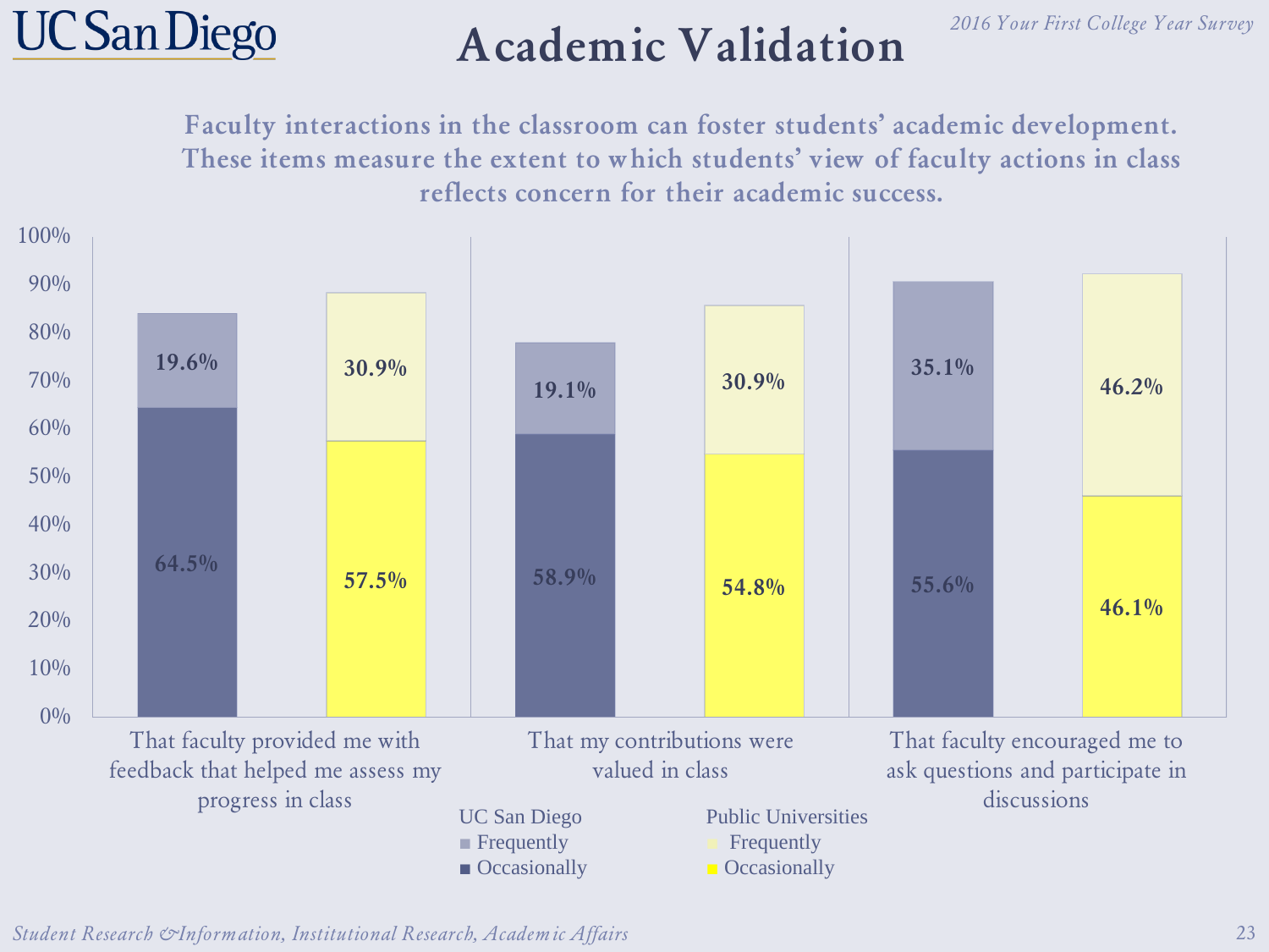# Academic Validation

**Faculty interactions in the classroom can foster students' academic development. These items measure the extent to which students' view of faculty actions in class reflects concern for their academic success.**

| | UC San Diego Occasionally | UC San Diego Frequently | Public Universities Occasionally | Public Universities Frequently |
|---|---|---|---|---|
| That faculty provided me with feedback that helped me assess my progress in class | 64.5% | 19.6% | 57.5% | 30.9% |
| That my contributions were valued in class | 58.9% | 19.1% | 54.8% | 30.9% |
| That faculty encouraged me to ask questions and participate in discussions | 55.6% | 35.1% | 46.1% | 46.2% |

*Student Research & Information, Institutional Research, Academic Affairs*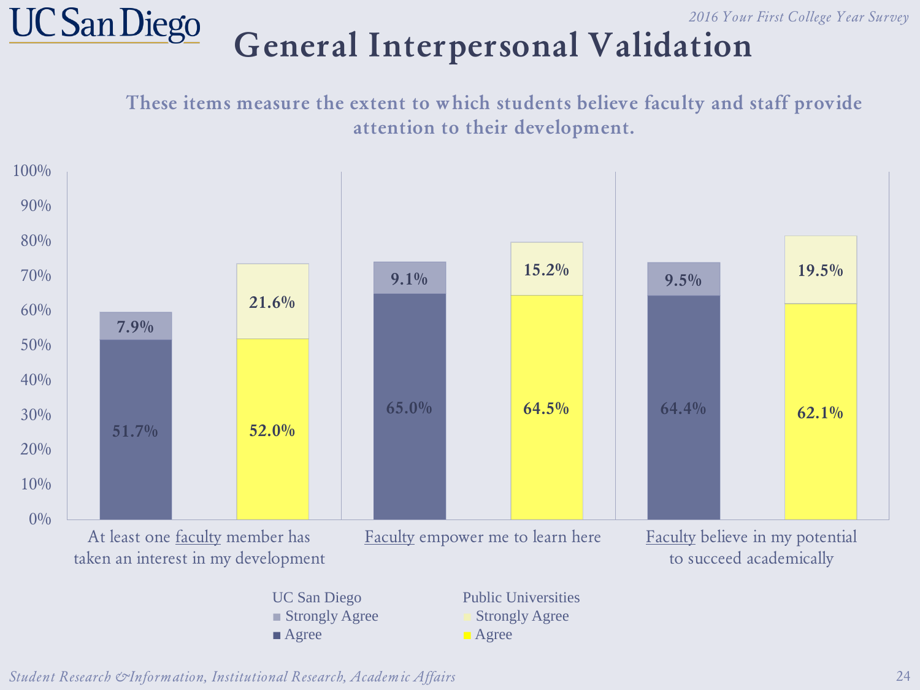# General Interpersonal Validation

*2016 Your First College Year Survey*

**These items measure the extent to which students believe faculty and staff provide attention to their development.**

| Item | UC San Diego Agree | UC San Diego Strongly Agree | Public Universities Agree | Public Universities Strongly Agree |
|---|---|---|---|---|
| At least one faculty member has taken an interest in my development | 51.7% | 7.9% | 52.0% | 21.6% |
| Faculty empower me to learn here | 65.0% | 9.1% | 64.5% | 15.2% |
| Faculty believe in my potential to succeed academically | 64.4% | 9.5% | 62.1% | 19.5% |

*Student Research & Information, Institutional Research, Academic Affairs*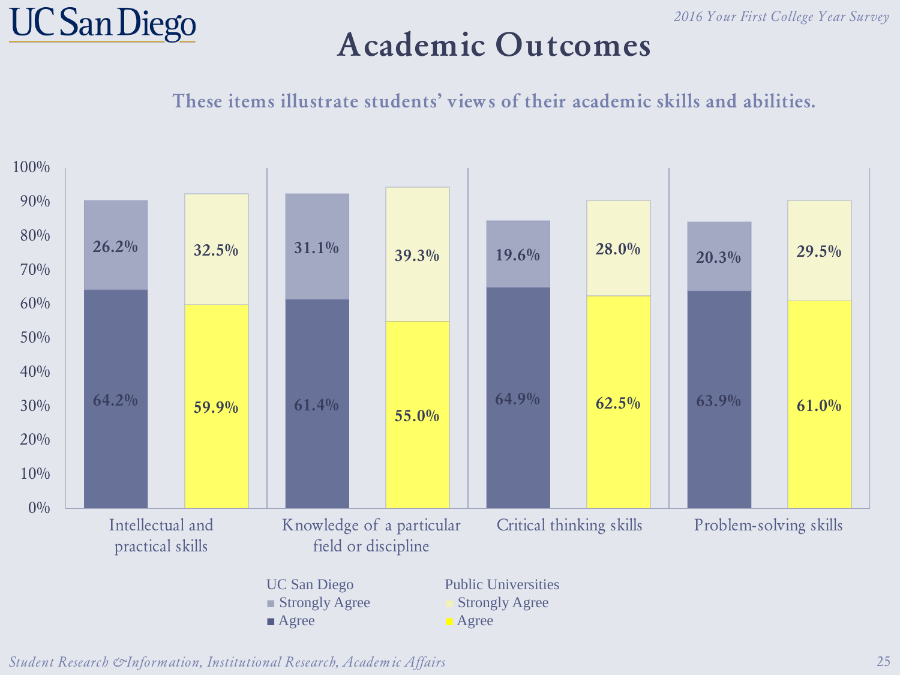# Academic Outcomes

**These items illustrate students' views of their academic skills and abilities.**

| | UC San Diego Agree | UC San Diego Strongly Agree | Public Universities Agree | Public Universities Strongly Agree |
|---|---|---|---|---|
| Intellectual and practical skills | 64.2% | 26.2% | 59.9% | 32.5% |
| Knowledge of a particular field or discipline | 61.4% | 31.1% | 55.0% | 39.3% |
| Critical thinking skills | 64.9% | 19.6% | 62.5% | 28.0% |
| Problem-solving skills | 63.9% | 20.3% | 61.0% | 29.5% |

*Student Research & Information, Institutional Research, Academic Affairs*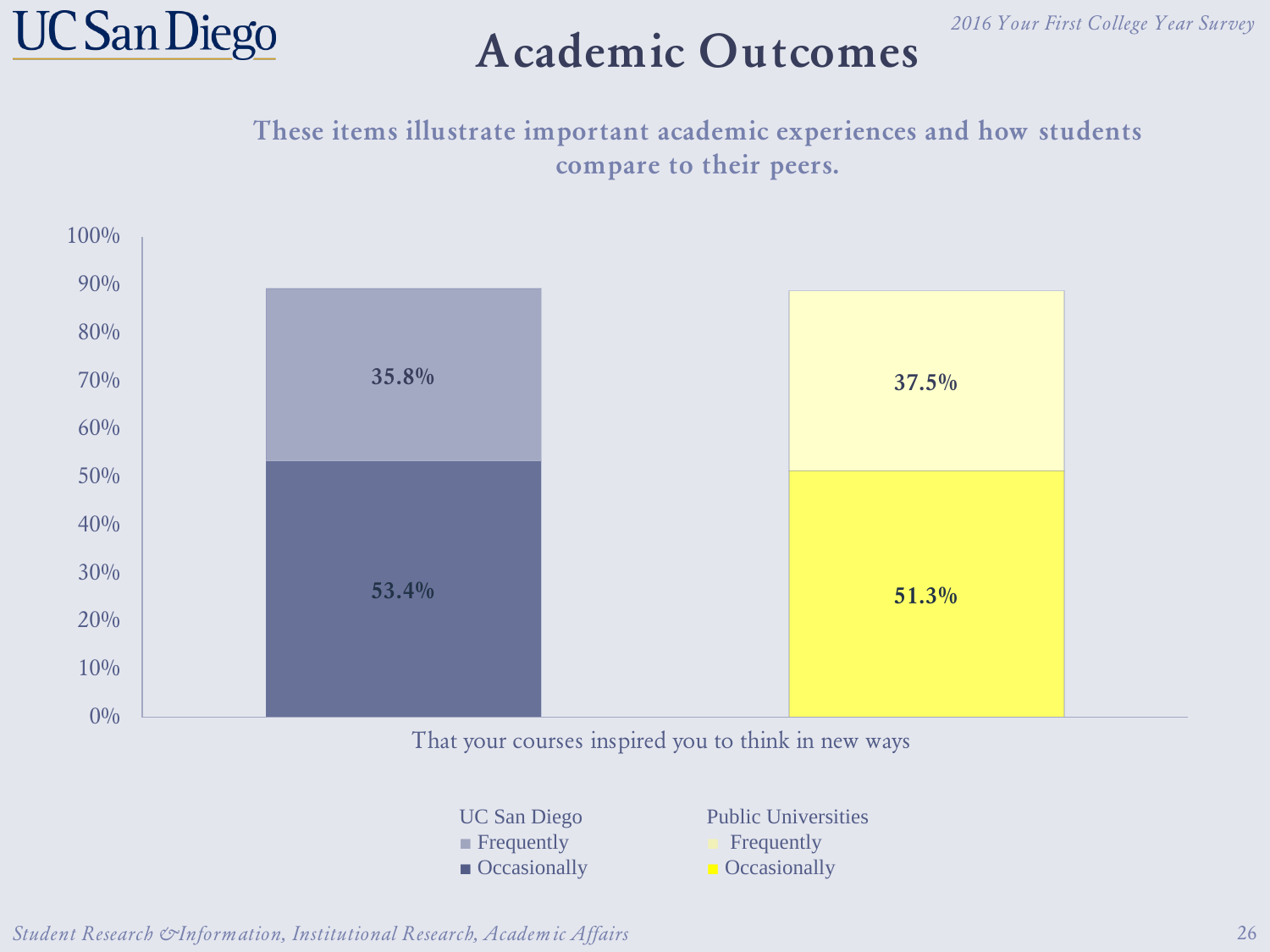# Academic Outcomes

**These items illustrate important academic experiences and how students compare to their peers.**

That your courses inspired you to think in new ways

| | UC San Diego | Public Universities |
|---|---|---|
| Frequently | 35.8% | 37.5% |
| Occasionally | 53.4% | 51.3% |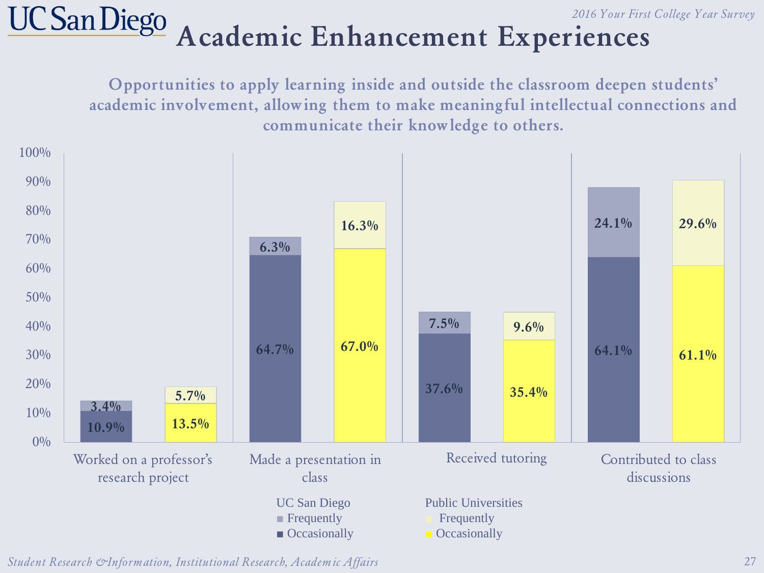# Academic Enhancement Experiences

**Opportunities to apply learning inside and outside the classroom deepen students' academic involvement, allowing them to make meaningful intellectual connections and communicate their knowledge to others.**

| | UC San Diego Occasionally | UC San Diego Frequently | Public Universities Occasionally | Public Universities Frequently |
|---|---|---|---|---|
| Worked on a professor's research project | 10.9% | 3.4% | 13.5% | 5.7% |
| Made a presentation in class | 64.7% | 6.3% | 67.0% | 16.3% |
| Received tutoring | 37.6% | 7.5% | 35.4% | 9.6% |
| Contributed to class discussions | 64.1% | 24.1% | 61.1% | 29.6% |

*Student Research & Information, Institutional Research, Academic Affairs*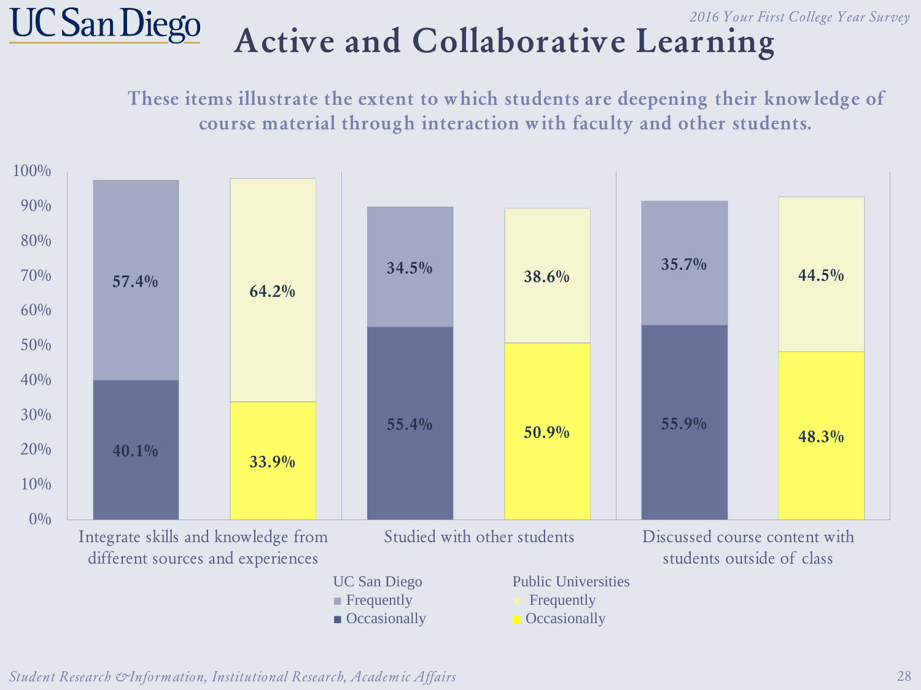# Active and Collaborative Learning

**These items illustrate the extent to which students are deepening their knowledge of course material through interaction with faculty and other students.**

| | UC San Diego Frequently | UC San Diego Occasionally | Public Universities Frequently | Public Universities Occasionally |
|---|---|---|---|---|
| Integrate skills and knowledge from different sources and experiences | 57.4% | 40.1% | 64.2% | 33.9% |
| Studied with other students | 34.5% | 55.4% | 38.6% | 50.9% |
| Discussed course content with students outside of class | 35.7% | 55.9% | 44.5% | 48.3% |

*Student Research & Information, Institutional Research, Academic Affairs*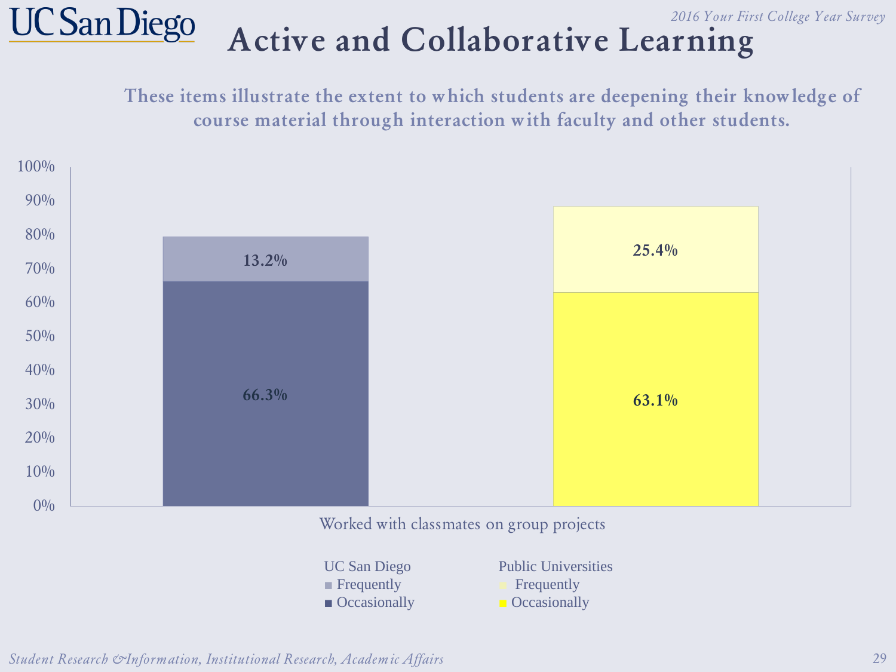# Active and Collaborative Learning

**These items illustrate the extent to which students are deepening their knowledge of course material through interaction with faculty and other students.**

| Worked with classmates on group projects | Frequently | Occasionally |
|---|---|---|
| UC San Diego | 13.2% | 66.3% |
| Public Universities | 25.4% | 63.1% |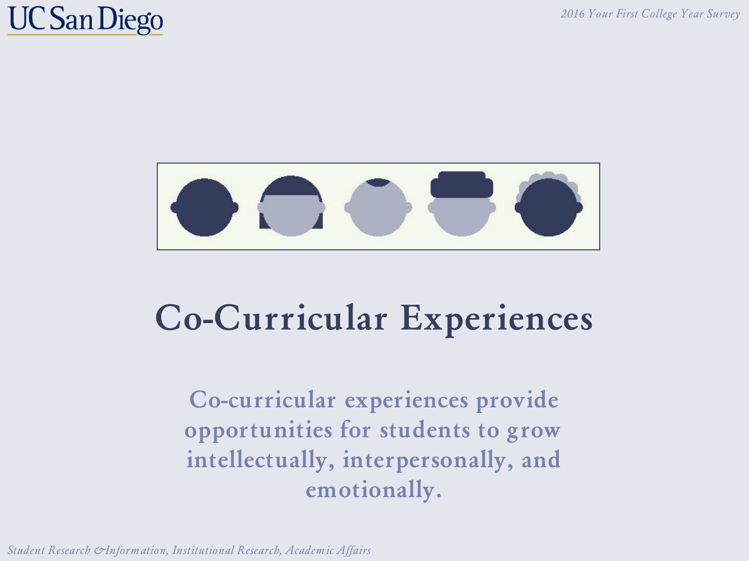# Co-Curricular Experiences

Co-curricular experiences provide opportunities for students to grow intellectually, interpersonally, and emotionally.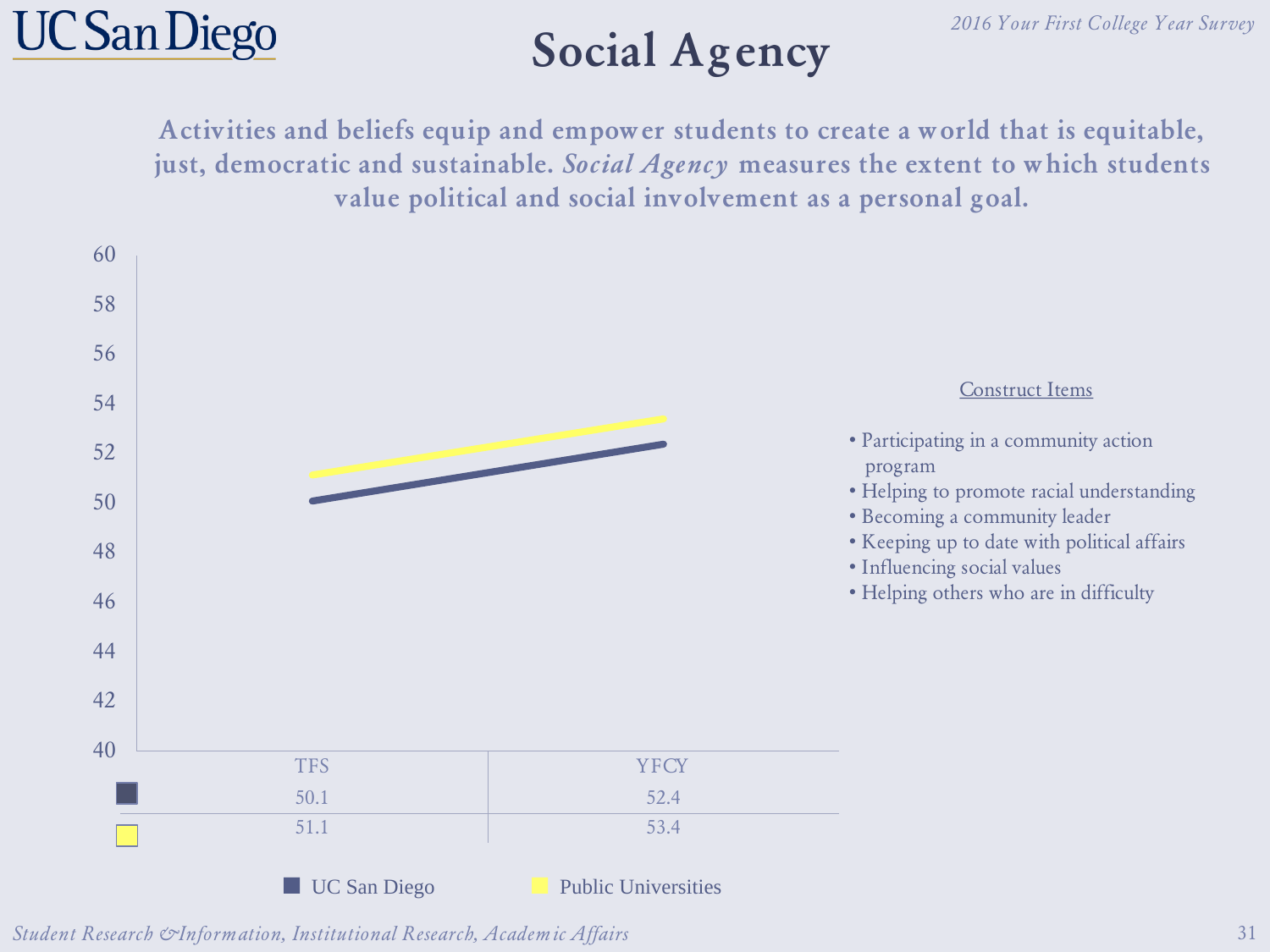# Social Agency

**Activities and beliefs equip and empower students to create a world that is equitable, just, democratic and sustainable. *Social Agency* measures the extent to which students value political and social involvement as a personal goal.**

| | TFS | YFCY |
|---|---|---|
| UC San Diego | 50.1 | 52.4 |
| Public Universities | 51.1 | 53.4 |

Construct Items

- Participating in a community action program
- Helping to promote racial understanding
- Becoming a community leader
- Keeping up to date with political affairs
- Influencing social values
- Helping others who are in difficulty

*Student Research & Information, Institutional Research, Academic Affairs*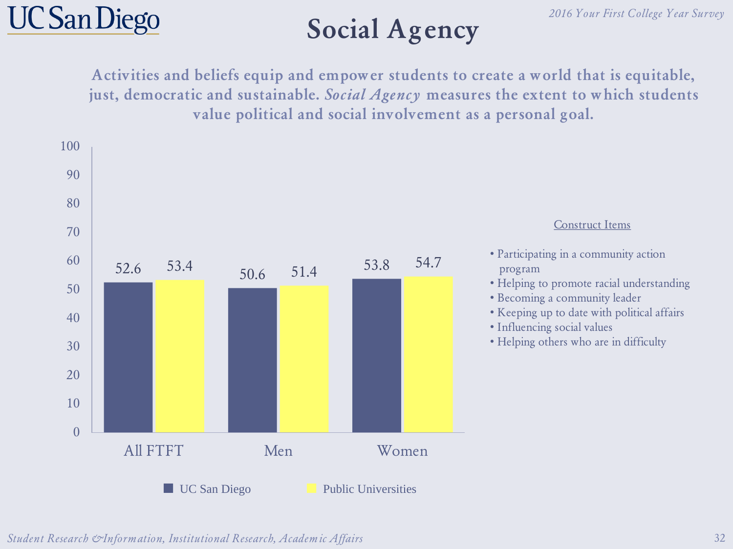# Social Agency

**Activities and beliefs equip and empower students to create a world that is equitable, just, democratic and sustainable. *Social Agency* measures the extent to which students value political and social involvement as a personal goal.**

| | UC San Diego | Public Universities |
|---|---|---|
| All FTFT | 52.6 | 53.4 |
| Men | 50.6 | 51.4 |
| Women | 53.8 | 54.7 |

Construct Items

- Participating in a community action program
- Helping to promote racial understanding
- Becoming a community leader
- Keeping up to date with political affairs
- Influencing social values
- Helping others who are in difficulty

*Student Research & Information, Institutional Research, Academic Affairs*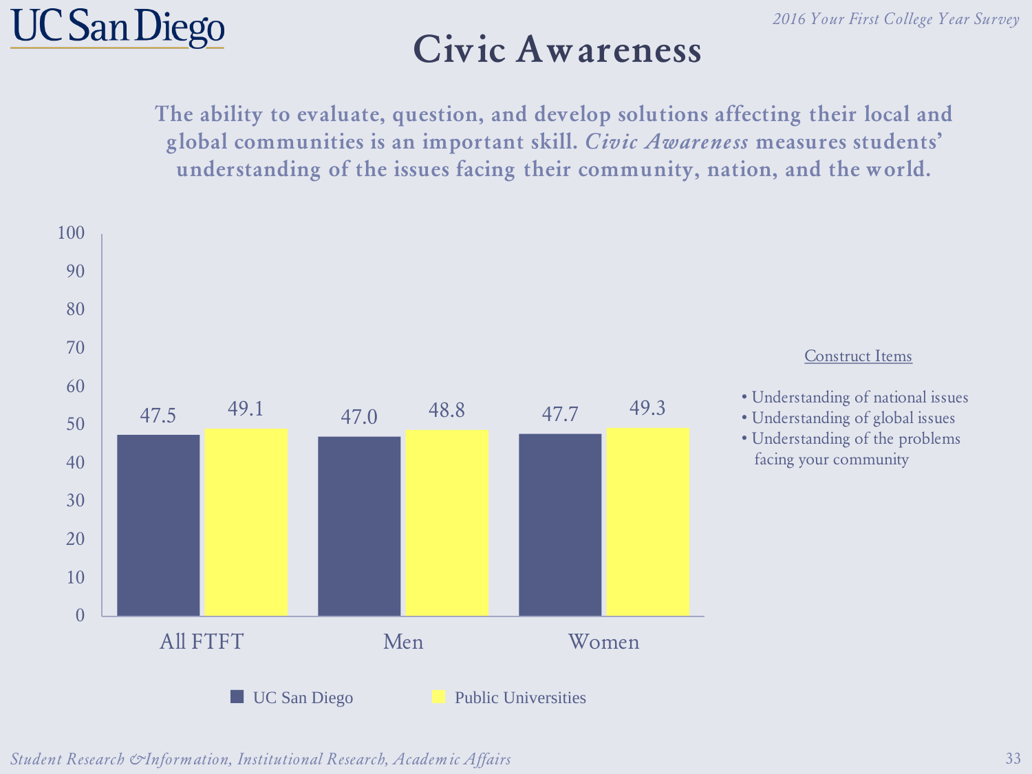# Civic Awareness

**The ability to evaluate, question, and develop solutions affecting their local and global communities is an important skill. *Civic Awareness* measures students' understanding of the issues facing their community, nation, and the world.**

| | UC San Diego | Public Universities |
|---|---|---|
| All FTFT | 47.5 | 49.1 |
| Men | 47.0 | 48.8 |
| Women | 47.7 | 49.3 |

Construct Items

- Understanding of national issues
- Understanding of global issues
- Understanding of the problems facing your community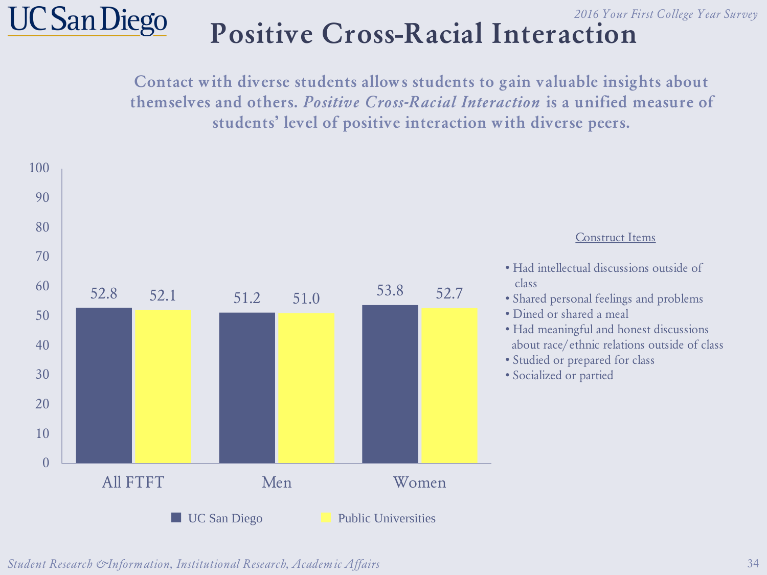# Positive Cross-Racial Interaction

**Contact with diverse students allows students to gain valuable insights about themselves and others. *Positive Cross-Racial Interaction* is a unified measure of students' level of positive interaction with diverse peers.**

| | UC San Diego | Public Universities |
|---|---|---|
| All FTFT | 52.8 | 52.1 |
| Men | 51.2 | 51.0 |
| Women | 53.8 | 52.7 |

Construct Items

- Had intellectual discussions outside of class
- Shared personal feelings and problems
- Dined or shared a meal
- Had meaningful and honest discussions about race/ethnic relations outside of class
- Studied or prepared for class
- Socialized or partied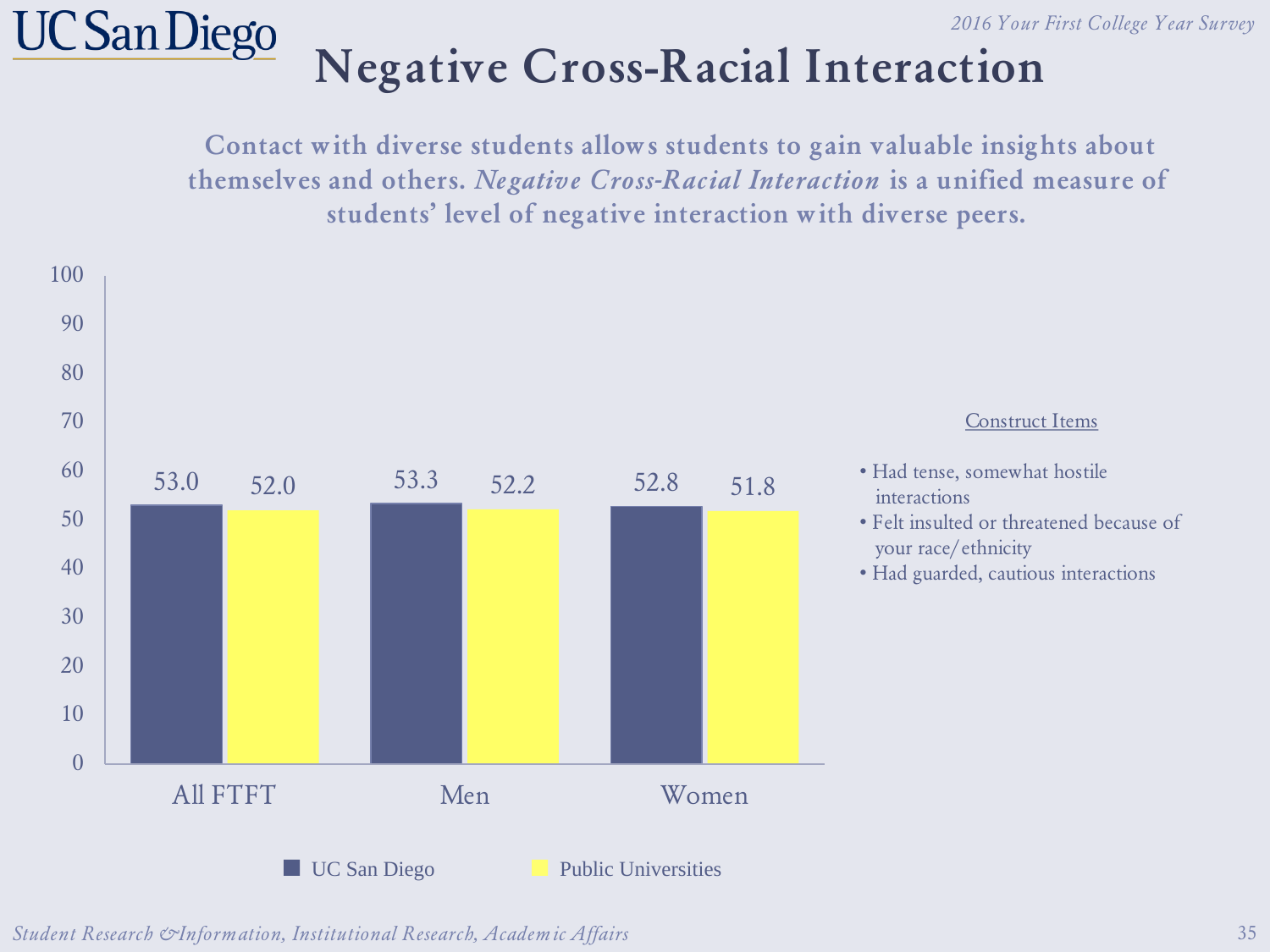# Negative Cross-Racial Interaction

**Contact with diverse students allows students to gain valuable insights about themselves and others. *Negative Cross-Racial Interaction* is a unified measure of students' level of negative interaction with diverse peers.**

| | UC San Diego | Public Universities |
|---|---|---|
| All FTFT | 53.0 | 52.0 |
| Men | 53.3 | 52.2 |
| Women | 52.8 | 51.8 |

Construct Items

- Had tense, somewhat hostile interactions
- Felt insulted or threatened because of your race/ethnicity
- Had guarded, cautious interactions

*Student Research & Information, Institutional Research, Academic Affairs*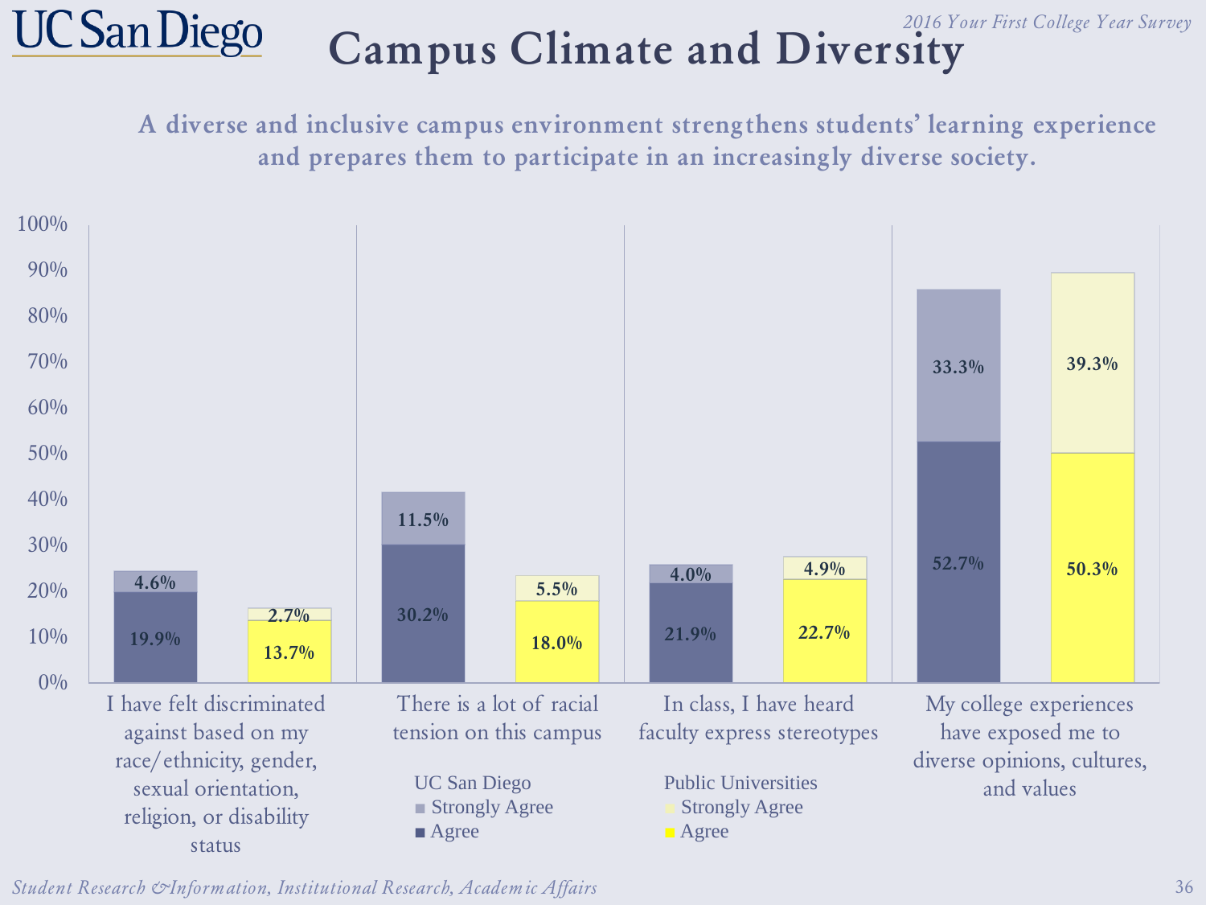# Campus Climate and Diversity

**A diverse and inclusive campus environment strengthens students' learning experience and prepares them to participate in an increasingly diverse society.**

| | UC San Diego Agree | UC San Diego Strongly Agree | Public Universities Agree | Public Universities Strongly Agree |
|---|---|---|---|---|
| I have felt discriminated against based on my race/ethnicity, gender, sexual orientation, religion, or disability status | 19.9% | 4.6% | 13.7% | 2.7% |
| There is a lot of racial tension on this campus | 30.2% | 11.5% | 18.0% | 5.5% |
| In class, I have heard faculty express stereotypes | 21.9% | 4.0% | 22.7% | 4.9% |
| My college experiences have exposed me to diverse opinions, cultures, and values | 52.7% | 33.3% | 50.3% | 39.3% |

*Student Research & Information, Institutional Research, Academic Affairs*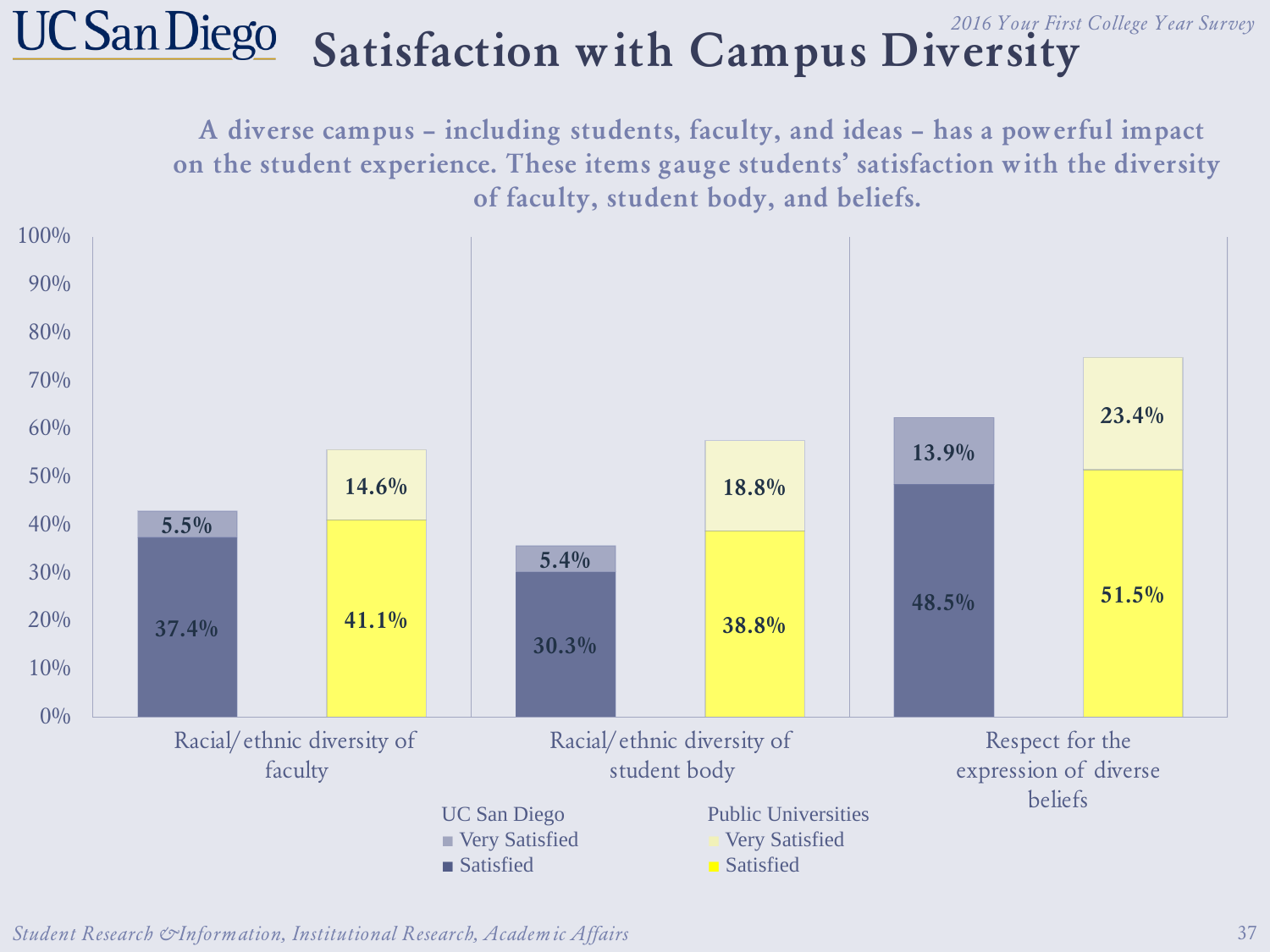# Satisfaction with Campus Diversity

*2016 Your First College Year Survey*

**A diverse campus – including students, faculty, and ideas – has a powerful impact on the student experience. These items gauge students' satisfaction with the diversity of faculty, student body, and beliefs.**

| Item | UC San Diego Satisfied | UC San Diego Very Satisfied | Public Universities Satisfied | Public Universities Very Satisfied |
|---|---|---|---|---|
| Racial/ethnic diversity of faculty | 37.4% | 5.5% | 41.1% | 14.6% |
| Racial/ethnic diversity of student body | 30.3% | 5.4% | 38.8% | 18.8% |
| Respect for the expression of diverse beliefs | 48.5% | 13.9% | 51.5% | 23.4% |

*Student Research & Information, Institutional Research, Academic Affairs*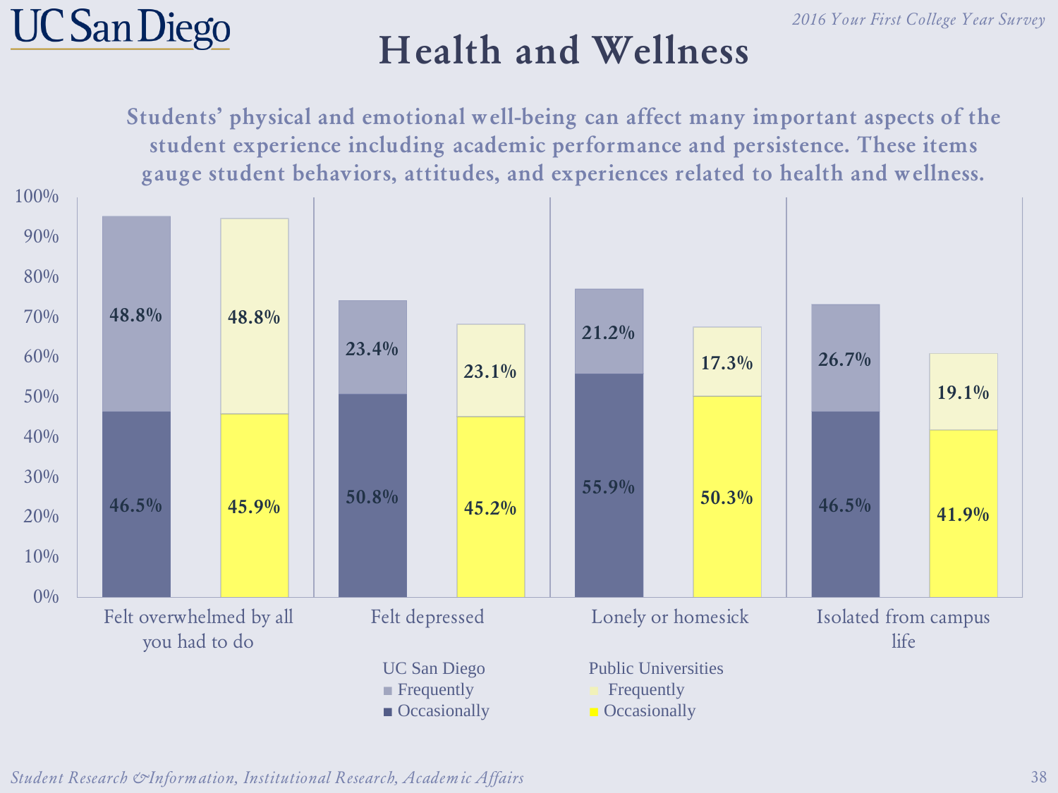# Health and Wellness

**Students' physical and emotional well-being can affect many important aspects of the student experience including academic performance and persistence. These items gauge student behaviors, attitudes, and experiences related to health and wellness.**

| Item | UC San Diego Frequently | UC San Diego Occasionally | Public Universities Frequently | Public Universities Occasionally |
|---|---|---|---|---|
| Felt overwhelmed by all you had to do | 48.8% | 46.5% | 48.8% | 45.9% |
| Felt depressed | 23.4% | 50.8% | 23.1% | 45.2% |
| Lonely or homesick | 21.2% | 55.9% | 17.3% | 50.3% |
| Isolated from campus life | 26.7% | 46.5% | 19.1% | 41.9% |

*Student Research & Information, Institutional Research, Academic Affairs*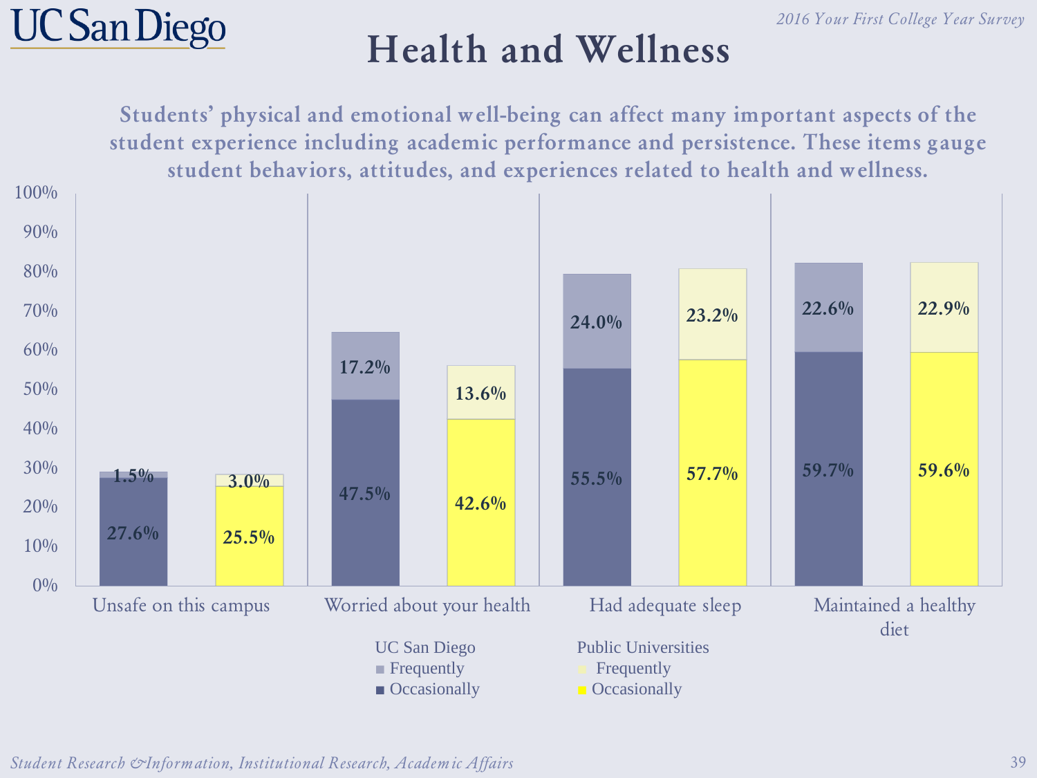# Health and Wellness

**Students' physical and emotional well-being can affect many important aspects of the student experience including academic performance and persistence. These items gauge student behaviors, attitudes, and experiences related to health and wellness.**

| | UC San Diego Frequently | UC San Diego Occasionally | Public Universities Frequently | Public Universities Occasionally |
|---|---|---|---|---|
| Unsafe on this campus | 1.5% | 27.6% | 3.0% | 25.5% |
| Worried about your health | 17.2% | 47.5% | 13.6% | 42.6% |
| Had adequate sleep | 24.0% | 55.5% | 23.2% | 57.7% |
| Maintained a healthy diet | 22.6% | 59.7% | 22.9% | 59.6% |

*Student Research & Information, Institutional Research, Academic Affairs*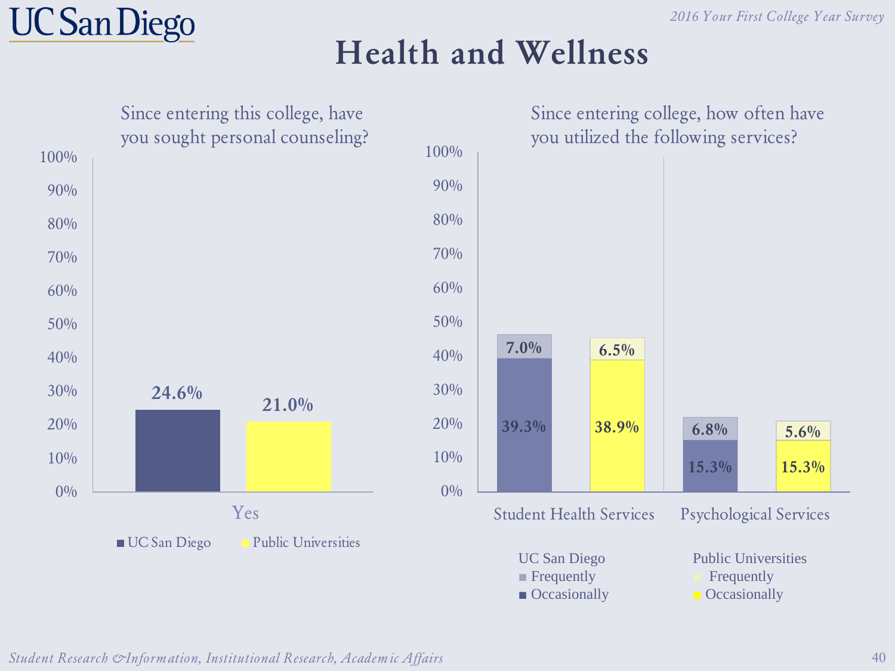# Health and Wellness

## Since entering this college, have you sought personal counseling?

| | UC San Diego | Public Universities |
|---|---|---|
| Yes | 24.6% | 21.0% |

## Since entering college, how often have you utilized the following services?

| Service | UC San Diego Occasionally | UC San Diego Frequently | Public Universities Occasionally | Public Universities Frequently |
|---|---|---|---|---|
| Student Health Services | 39.3% | 7.0% | 38.9% | 6.5% |
| Psychological Services | 15.3% | 6.8% | 15.3% | 5.6% |

*Student Research & Information, Institutional Research, Academic Affairs*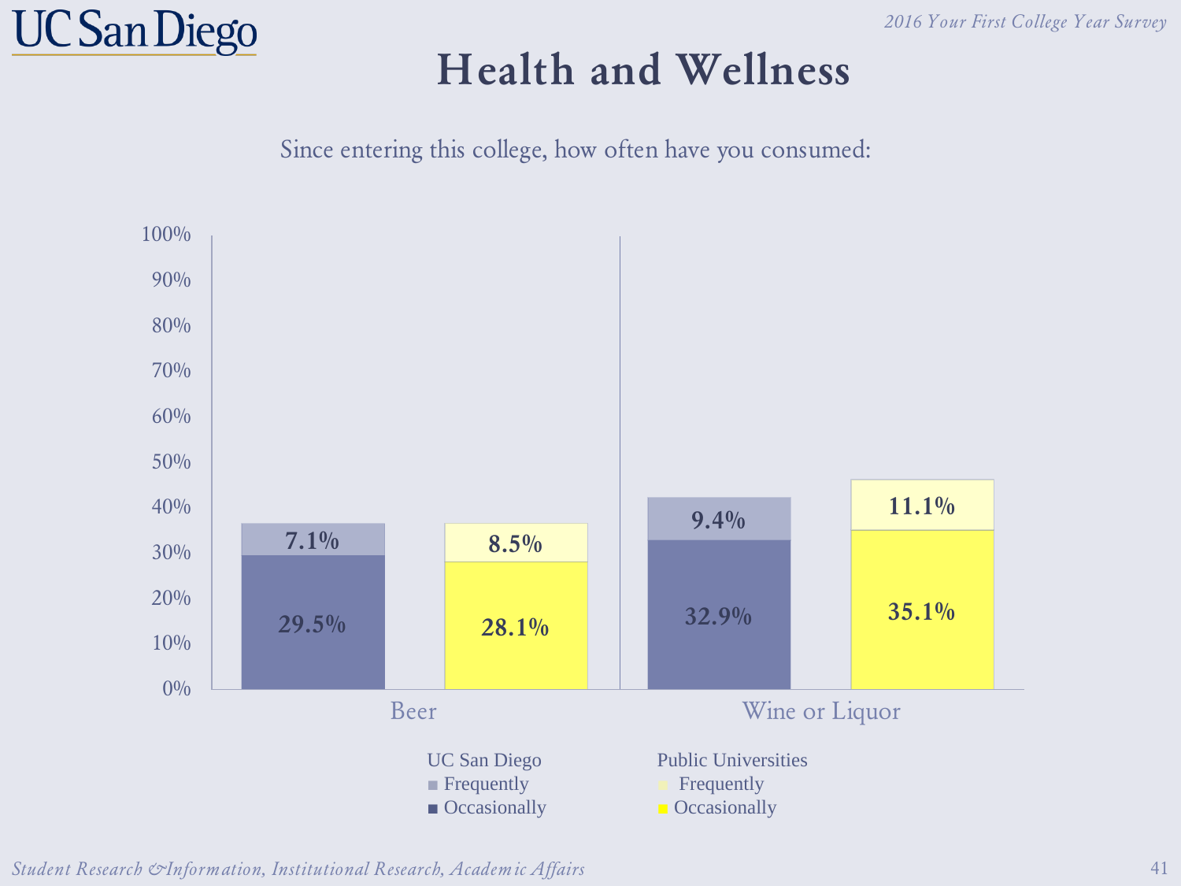# Health and Wellness

Since entering this college, how often have you consumed:

| | UC San Diego Frequently | UC San Diego Occasionally | Public Universities Frequently | Public Universities Occasionally |
|---|---|---|---|---|
| Beer | 7.1% | 29.5% | 8.5% | 28.1% |
| Wine or Liquor | 9.4% | 32.9% | 11.1% | 35.1% |

*Student Research & Information, Institutional Research, Academic Affairs*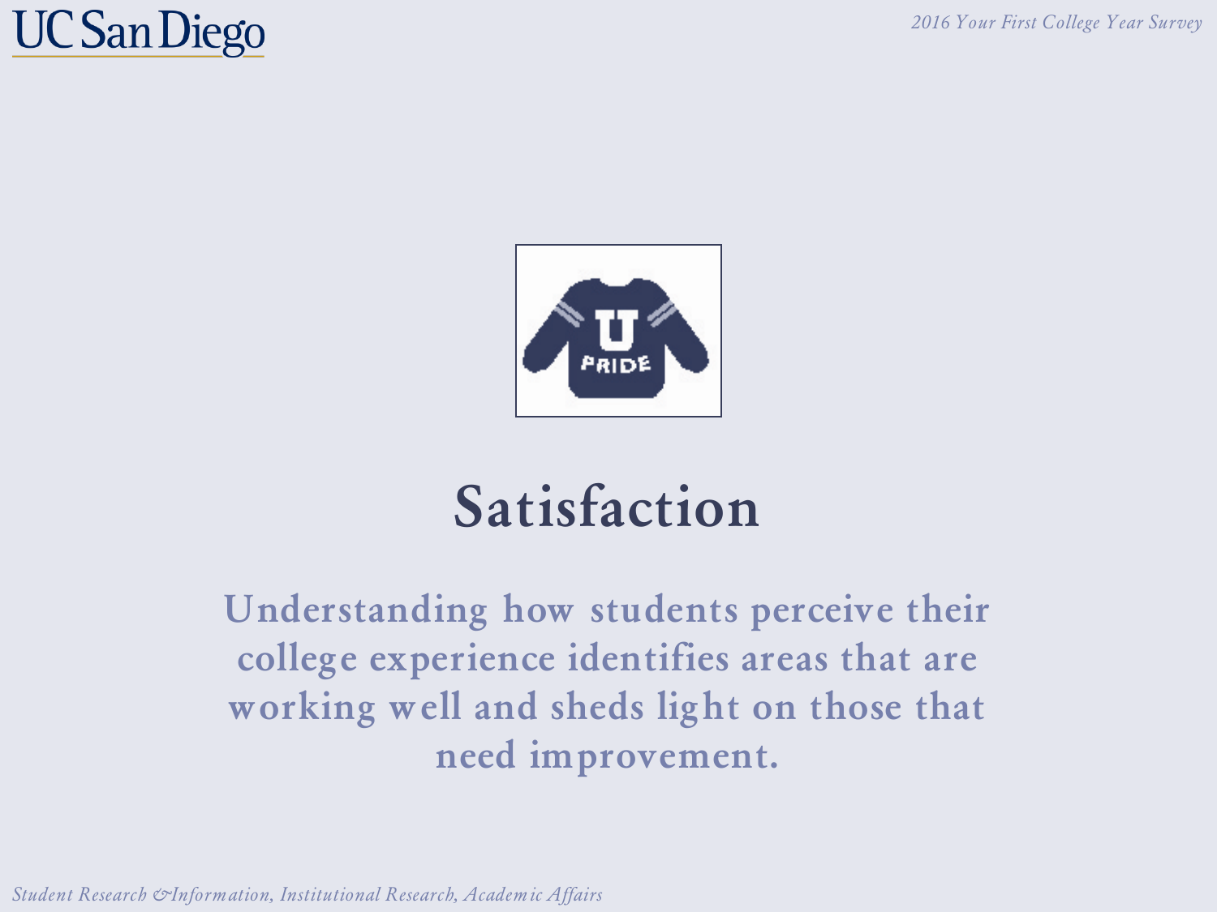# Satisfaction

Understanding how students perceive their college experience identifies areas that are working well and sheds light on those that need improvement.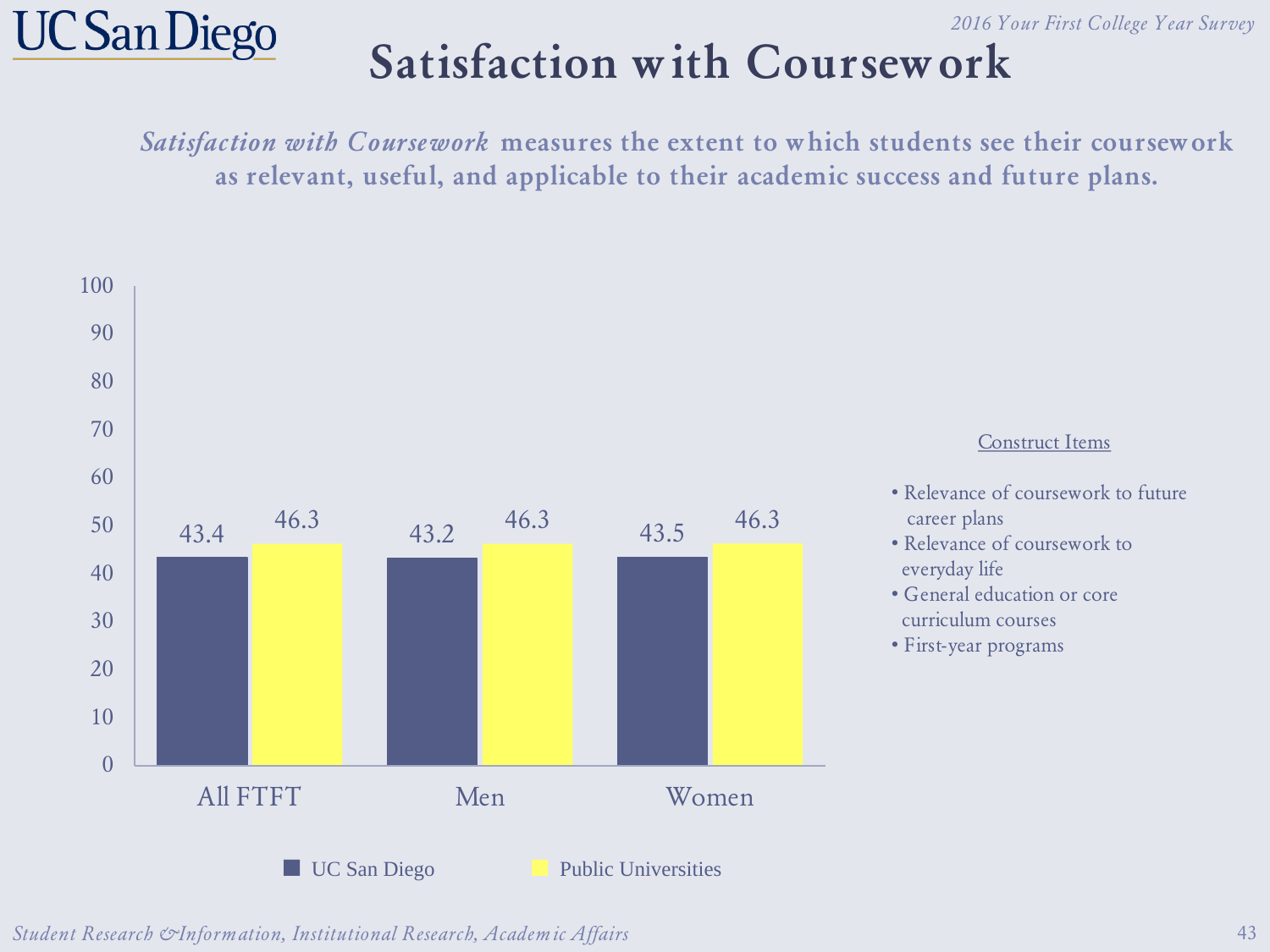# Satisfaction with Coursework

***Satisfaction with Coursework*** **measures the extent to which students see their coursework as relevant, useful, and applicable to their academic success and future plans.**

| | UC San Diego | Public Universities |
|---|---|---|
| All FTFT | 43.4 | 46.3 |
| Men | 43.2 | 46.3 |
| Women | 43.5 | 46.3 |

Construct Items

- Relevance of coursework to future career plans
- Relevance of coursework to everyday life
- General education or core curriculum courses
- First-year programs

*Student Research & Information, Institutional Research, Academic Affairs*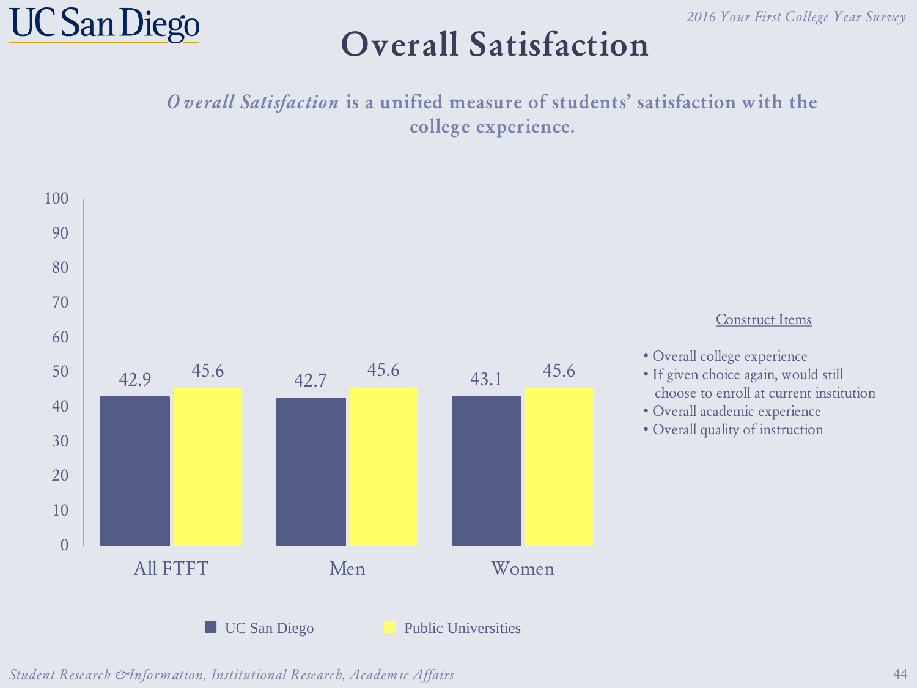# Overall Satisfaction

***Overall Satisfaction*** **is a unified measure of students' satisfaction with the college experience.**

| | UC San Diego | Public Universities |
|---|---|---|
| All FTFT | 42.9 | 45.6 |
| Men | 42.7 | 45.6 |
| Women | 43.1 | 45.6 |

Construct Items

- Overall college experience
- If given choice again, would still choose to enroll at current institution
- Overall academic experience
- Overall quality of instruction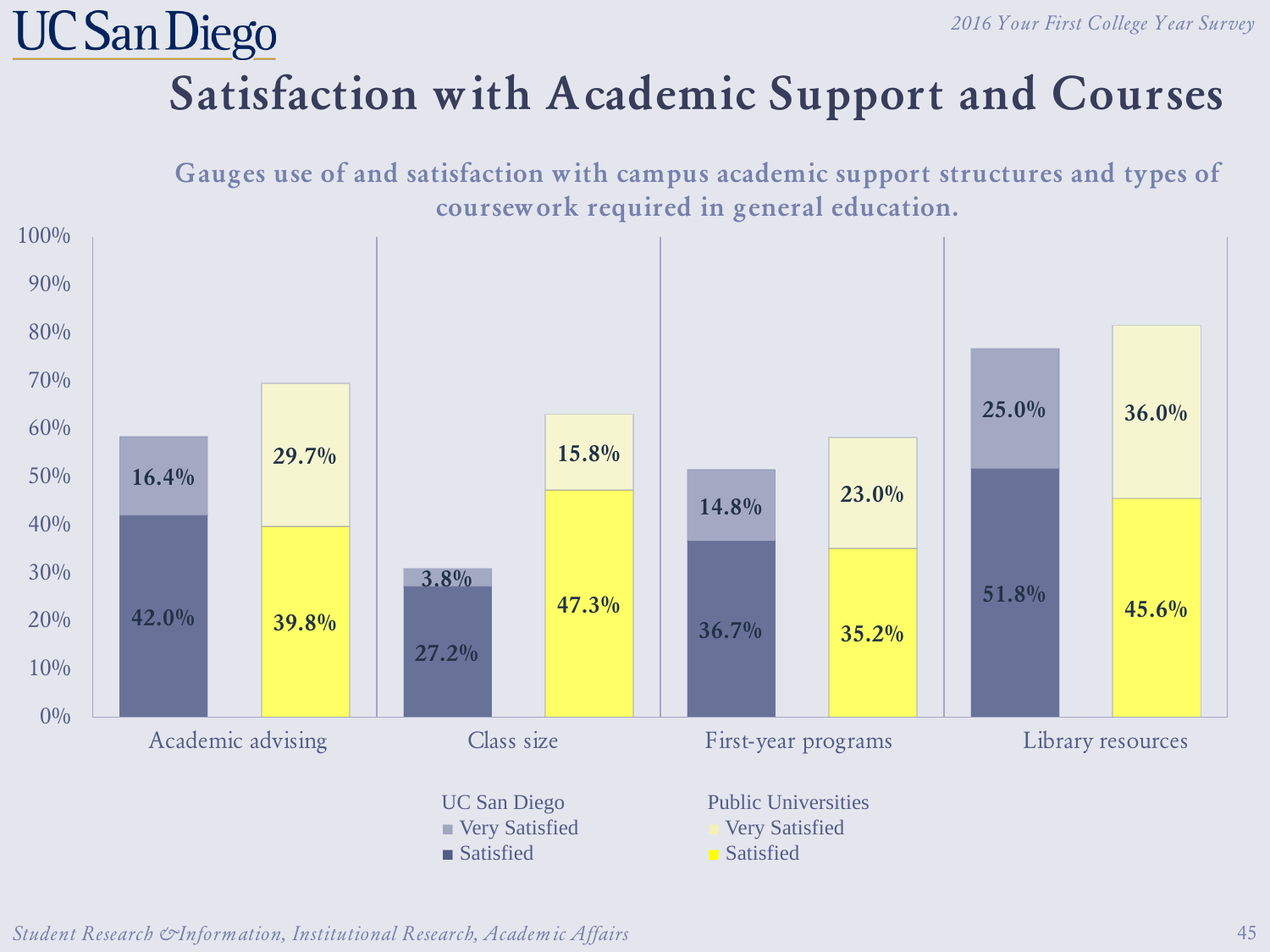# Satisfaction with Academic Support and Courses

Gauges use of and satisfaction with campus academic support structures and types of coursework required in general education.

| | UC San Diego Satisfied | UC San Diego Very Satisfied | Public Universities Satisfied | Public Universities Very Satisfied |
|---|---|---|---|---|
| Academic advising | 42.0% | 16.4% | 39.8% | 29.7% |
| Class size | 27.2% | 3.8% | 47.3% | 15.8% |
| First-year programs | 36.7% | 14.8% | 35.2% | 23.0% |
| Library resources | 51.8% | 25.0% | 45.6% | 36.0% |

*Student Research & Information, Institutional Research, Academic Affairs*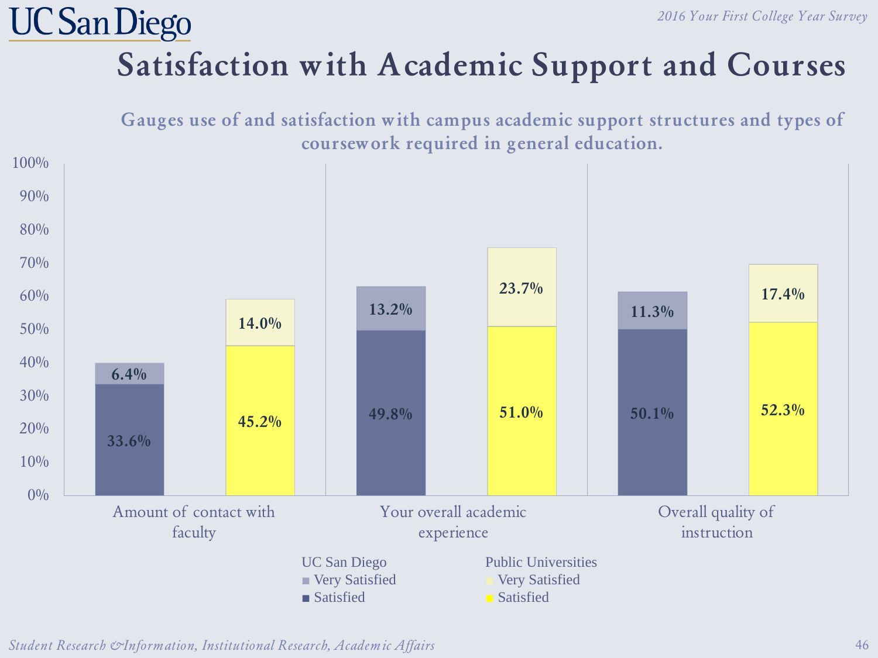# Satisfaction with Academic Support and Courses

**Gauges use of and satisfaction with campus academic support structures and types of coursework required in general education.**

| | UC San Diego Satisfied | UC San Diego Very Satisfied | Public Universities Satisfied | Public Universities Very Satisfied |
|---|---|---|---|---|
| Amount of contact with faculty | 33.6% | 6.4% | 45.2% | 14.0% |
| Your overall academic experience | 49.8% | 13.2% | 51.0% | 23.7% |
| Overall quality of instruction | 50.1% | 11.3% | 52.3% | 17.4% |

*Student Research &Information, Institutional Research, Academic Affairs*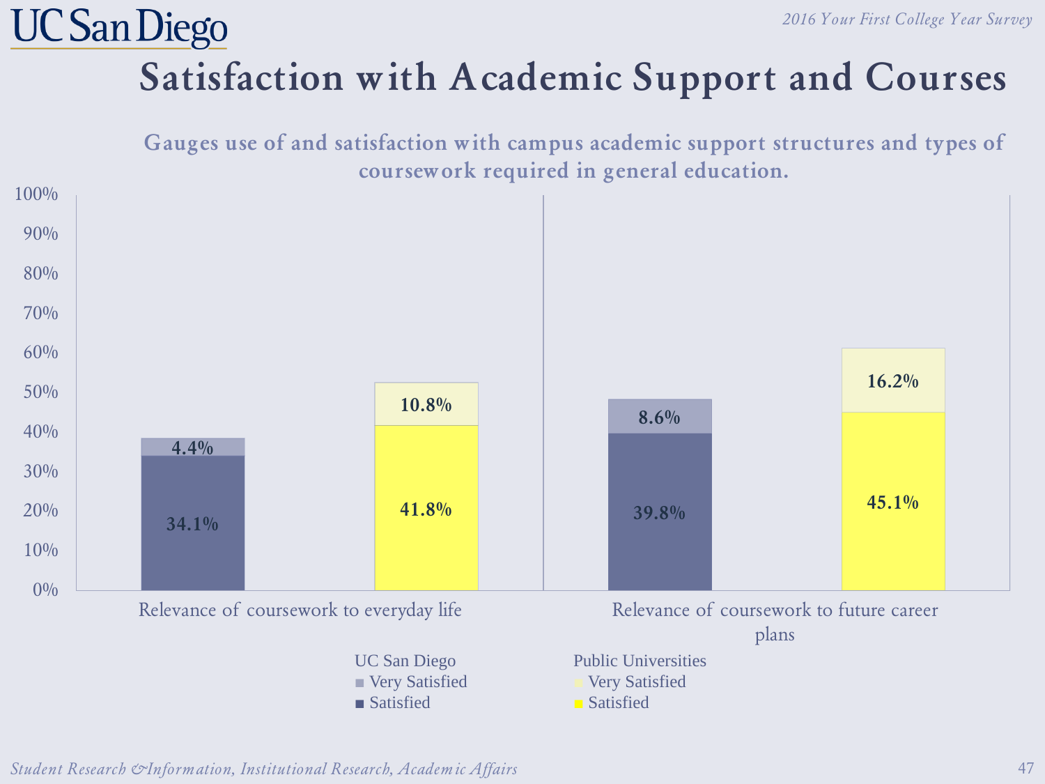# Satisfaction with Academic Support and Courses

**Gauges use of and satisfaction with campus academic support structures and types of coursework required in general education.**

| | UC San Diego Satisfied | UC San Diego Very Satisfied | Public Universities Satisfied | Public Universities Very Satisfied |
|---|---|---|---|---|
| Relevance of coursework to everyday life | 34.1% | 4.4% | 41.8% | 10.8% |
| Relevance of coursework to future career plans | 39.8% | 8.6% | 45.1% | 16.2% |

*Student Research & Information, Institutional Research, Academic Affairs*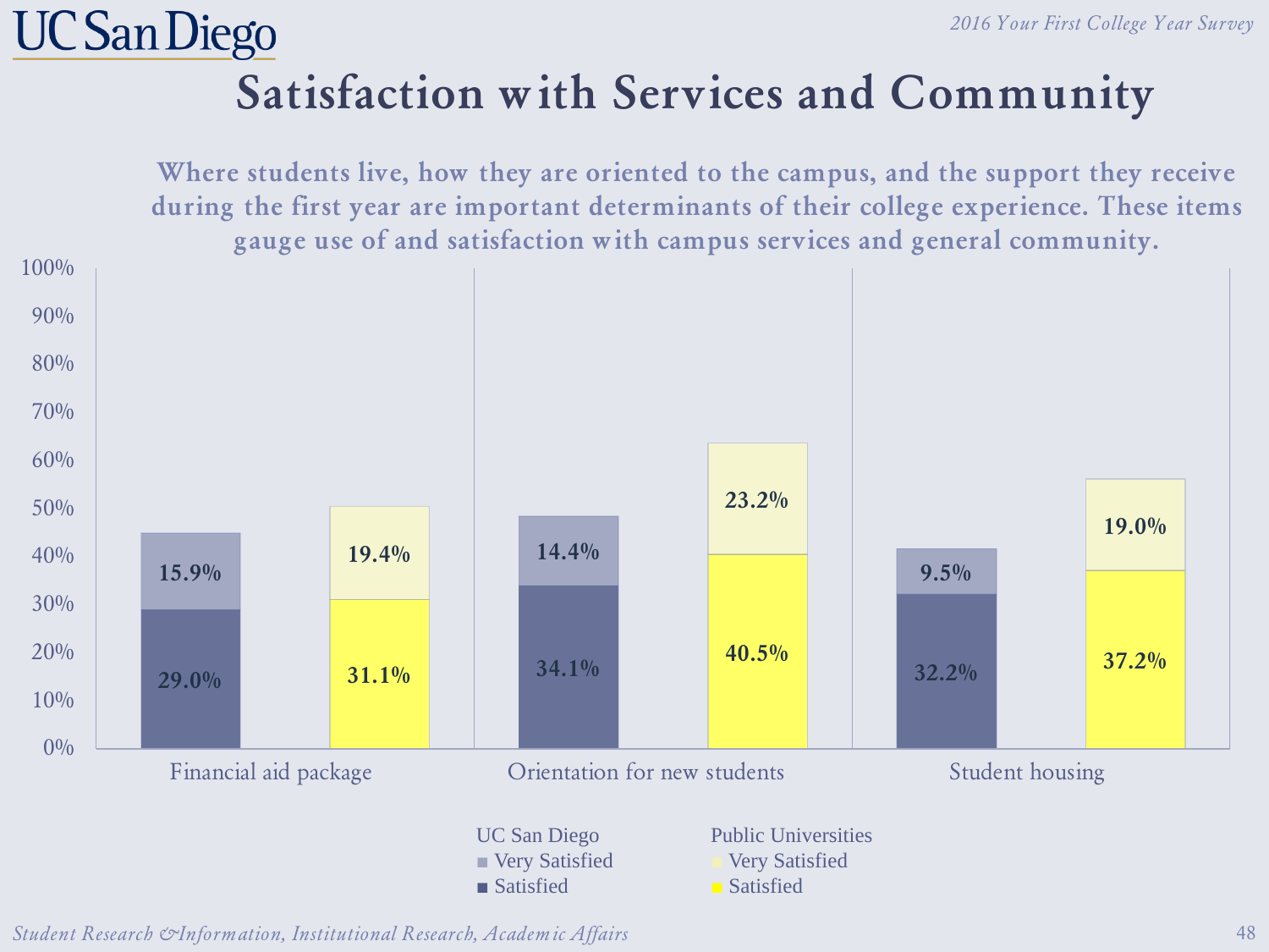# Satisfaction with Services and Community

Where students live, how they are oriented to the campus, and the support they receive during the first year are important determinants of their college experience. These items gauge use of and satisfaction with campus services and general community.

| | UC San Diego Satisfied | UC San Diego Very Satisfied | Public Universities Satisfied | Public Universities Very Satisfied |
|---|---|---|---|---|
| Financial aid package | 29.0% | 15.9% | 31.1% | 19.4% |
| Orientation for new students | 34.1% | 14.4% | 40.5% | 23.2% |
| Student housing | 32.2% | 9.5% | 37.2% | 19.0% |

Student Research & Information, Institutional Research, Academic Affairs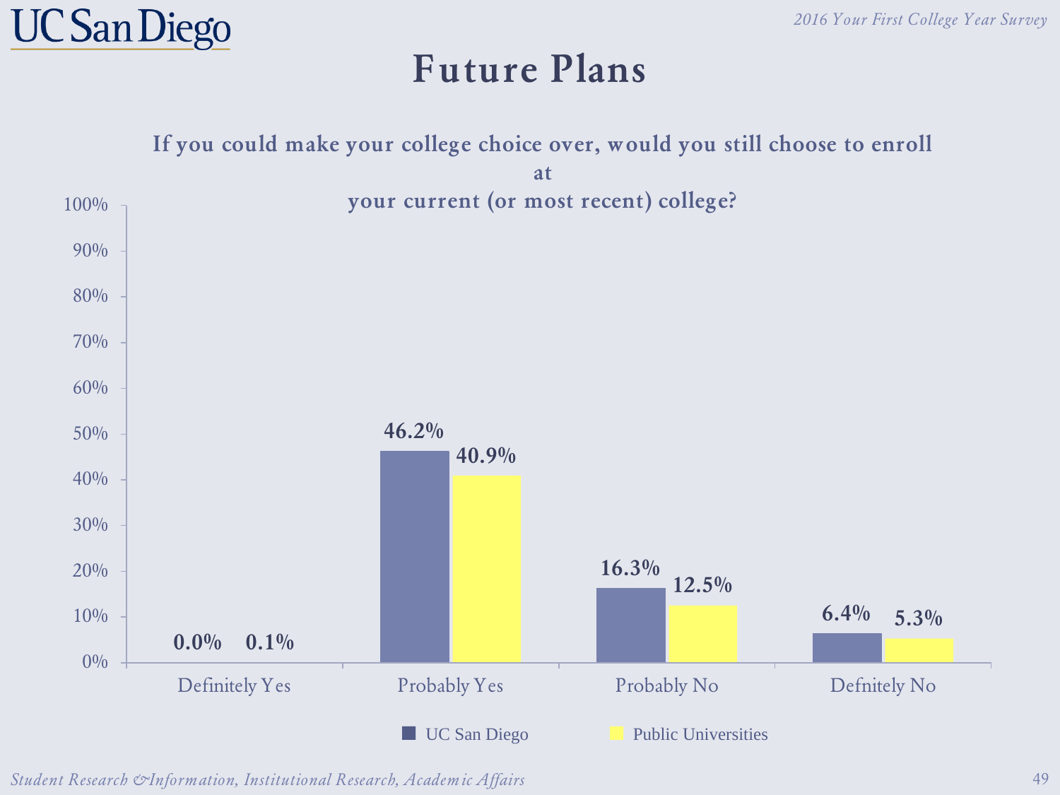# Future Plans

## If you could make your college choice over, would you still choose to enroll at your current (or most recent) college?

| | UC San Diego | Public Universities |
|---|---|---|
| Definitely Yes | 0.0% | 0.1% |
| Probably Yes | 46.2% | 40.9% |
| Probably No | 16.3% | 12.5% |
| Defnitely No | 6.4% | 5.3% |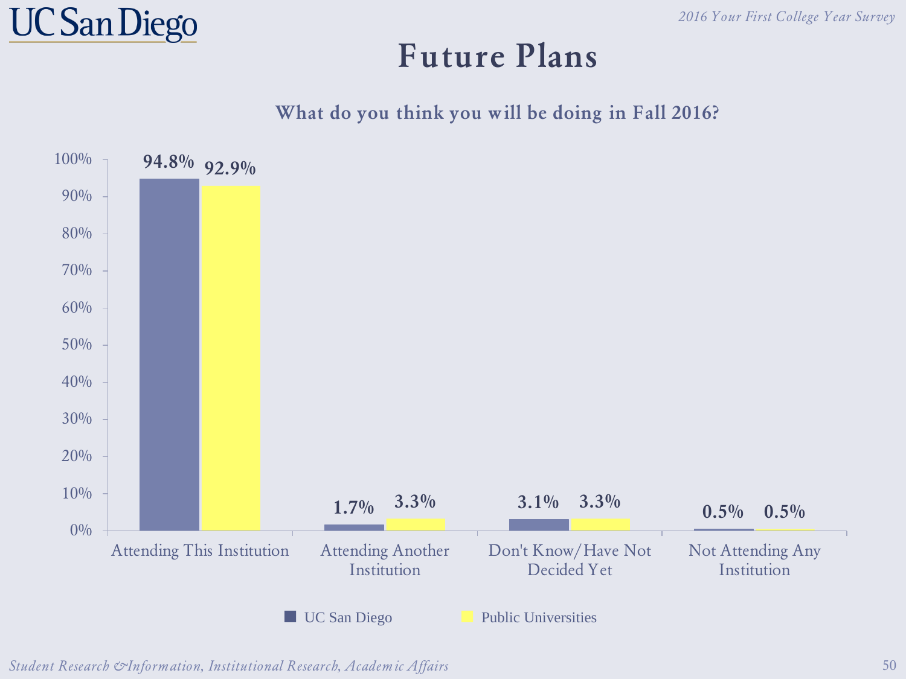# Future Plans

## What do you think you will be doing in Fall 2016?

| | UC San Diego | Public Universities |
|---|---|---|
| Attending This Institution | 94.8% | 92.9% |
| Attending Another Institution | 1.7% | 3.3% |
| Don't Know/Have Not Decided Yet | 3.1% | 3.3% |
| Not Attending Any Institution | 0.5% | 0.5% |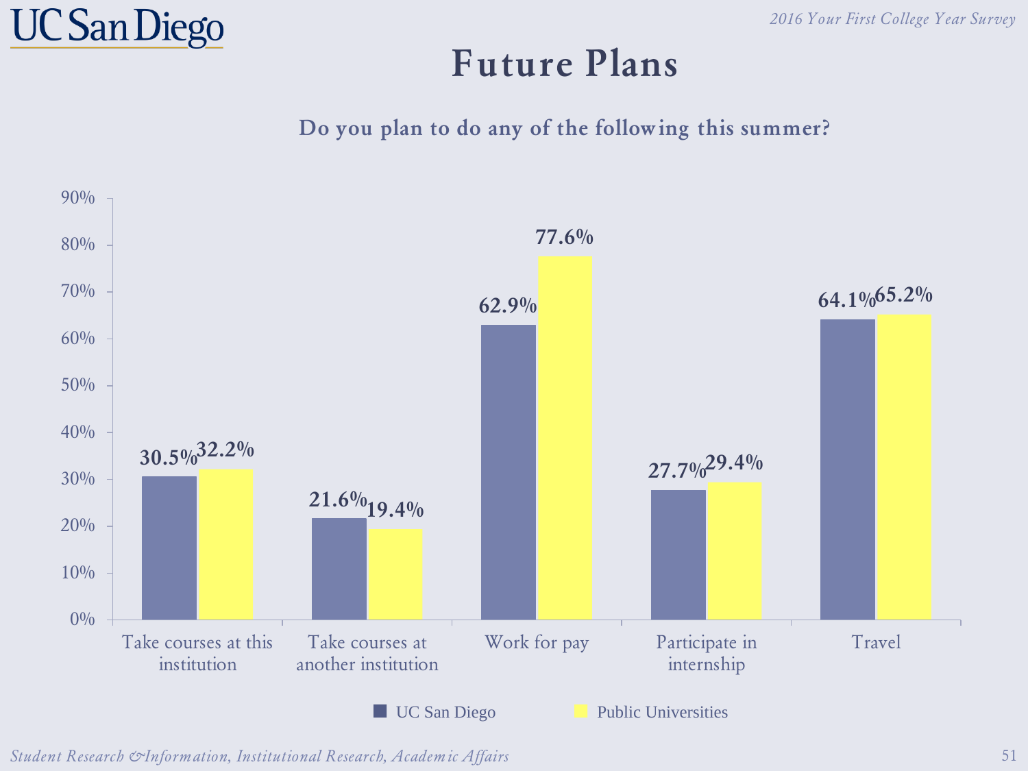# Future Plans

## Do you plan to do any of the following this summer?

| | UC San Diego | Public Universities |
|---|---|---|
| Take courses at this institution | 30.5% | 32.2% |
| Take courses at another institution | 21.6% | 19.4% |
| Work for pay | 62.9% | 77.6% |
| Participate in internship | 27.7% | 29.4% |
| Travel | 64.1% | 65.2% |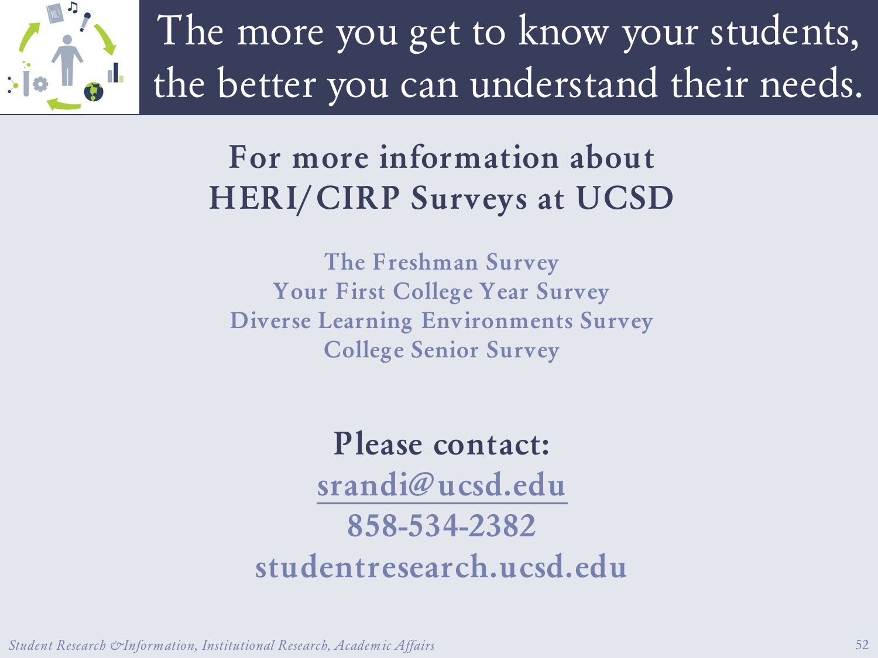# The more you get to know your students, the better you can understand their needs.

## For more information about HERI/CIRP Surveys at UCSD

The Freshman Survey
Your First College Year Survey
Diverse Learning Environments Survey
College Senior Survey

**Please contact:**

srandi@ucsd.edu

858-534-2382

studentresearch.ucsd.edu

*Student Research & Information, Institutional Research, Academic Affairs*